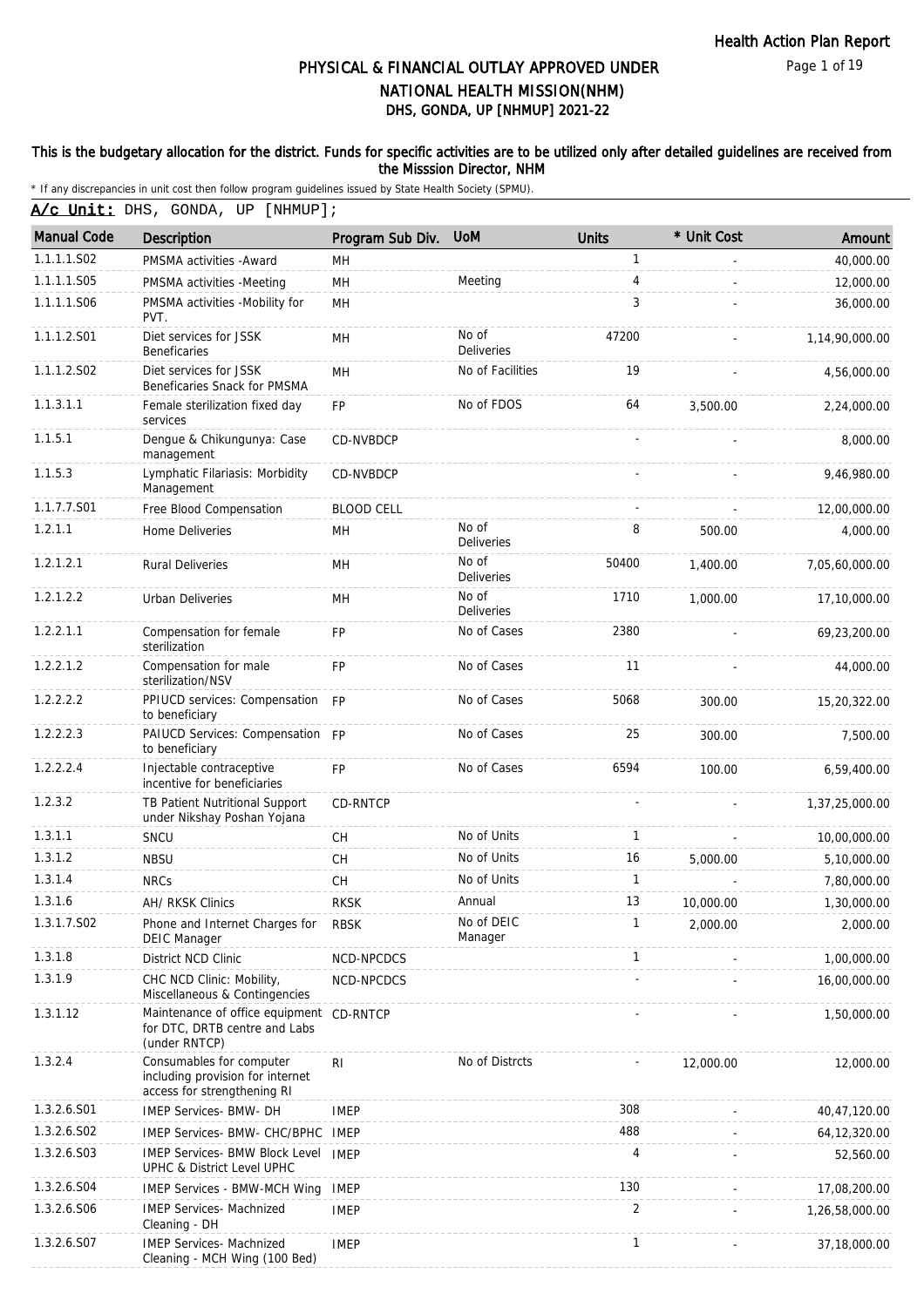# PHYSICAL & FINANCIAL OUTLAY APPROVED UNDER NATIONAL HEALTH MISSION(NHM)
## DHS, GONDA, UP [NHMUP] 2021-22

**This is the budgetary allocation for the district. Funds for specific activities are to be utilized only after detailed guidelines are received from the Misssion Director, NHM**

* If any discrepancies in unit cost then follow program guidelines issued by State Health Society (SPMU).

**A/c Unit:** DHS, GONDA, UP [NHMUP];

| Manual Code | Description | Program Sub Div. | UoM | Units | * Unit Cost | Amount |
|---|---|---|---|---|---|---|
| 1.1.1.1.S02 | PMSMA activities -Award | MH | | 1 | - | 40,000.00 |
| 1.1.1.1.S05 | PMSMA activities -Meeting | MH | Meeting | 4 | - | 12,000.00 |
| 1.1.1.1.S06 | PMSMA activities -Mobility for PVT. | MH | | 3 | - | 36,000.00 |
| 1.1.1.2.S01 | Diet services for JSSK Beneficaries | MH | No of Deliveries | 47200 | - | 1,14,90,000.00 |
| 1.1.1.2.S02 | Diet services for JSSK Beneficaries Snack for PMSMA | MH | No of Facilities | 19 | - | 4,56,000.00 |
| 1.1.3.1.1 | Female sterilization fixed day services | FP | No of FDOS | 64 | 3,500.00 | 2,24,000.00 |
| 1.1.5.1 | Dengue & Chikungunya: Case management | CD-NVBDCP | | - | - | 8,000.00 |
| 1.1.5.3 | Lymphatic Filariasis: Morbidity Management | CD-NVBDCP | | - | - | 9,46,980.00 |
| 1.1.7.7.S01 | Free Blood Compensation | BLOOD CELL | | - | - | 12,00,000.00 |
| 1.2.1.1 | Home Deliveries | MH | No of Deliveries | 8 | 500.00 | 4,000.00 |
| 1.2.1.2.1 | Rural Deliveries | MH | No of Deliveries | 50400 | 1,400.00 | 7,05,60,000.00 |
| 1.2.1.2.2 | Urban Deliveries | MH | No of Deliveries | 1710 | 1,000.00 | 17,10,000.00 |
| 1.2.2.1.1 | Compensation for female sterilization | FP | No of Cases | 2380 | - | 69,23,200.00 |
| 1.2.2.1.2 | Compensation for male sterilization/NSV | FP | No of Cases | 11 | - | 44,000.00 |
| 1.2.2.2.2 | PPIUCD services: Compensation to beneficiary | FP | No of Cases | 5068 | 300.00 | 15,20,322.00 |
| 1.2.2.2.3 | PAIUCD Services: Compensation to beneficiary | FP | No of Cases | 25 | 300.00 | 7,500.00 |
| 1.2.2.2.4 | Injectable contraceptive incentive for beneficiaries | FP | No of Cases | 6594 | 100.00 | 6,59,400.00 |
| 1.2.3.2 | TB Patient Nutritional Support under Nikshay Poshan Yojana | CD-RNTCP | | - | - | 1,37,25,000.00 |
| 1.3.1.1 | SNCU | CH | No of Units | 1 | - | 10,00,000.00 |
| 1.3.1.2 | NBSU | CH | No of Units | 16 | 5,000.00 | 5,10,000.00 |
| 1.3.1.4 | NRCs | CH | No of Units | 1 | - | 7,80,000.00 |
| 1.3.1.6 | AH/ RKSK Clinics | RKSK | Annual | 13 | 10,000.00 | 1,30,000.00 |
| 1.3.1.7.S02 | Phone and Internet Charges for DEIC Manager | RBSK | No of DEIC Manager | 1 | 2,000.00 | 2,000.00 |
| 1.3.1.8 | District NCD Clinic | NCD-NPCDCS | | 1 | - | 1,00,000.00 |
| 1.3.1.9 | CHC NCD Clinic: Mobility, Miscellaneous & Contingencies | NCD-NPCDCS | | - | - | 16,00,000.00 |
| 1.3.1.12 | Maintenance of office equipment for DTC, DRTB centre and Labs (under RNTCP) | CD-RNTCP | | - | - | 1,50,000.00 |
| 1.3.2.4 | Consumables for computer including provision for internet access for strengthening RI | RI | No of Distrcts | - | 12,000.00 | 12,000.00 |
| 1.3.2.6.S01 | IMEP Services- BMW- DH | IMEP | | 308 | - | 40,47,120.00 |
| 1.3.2.6.S02 | IMEP Services- BMW- CHC/BPHC | IMEP | | 488 | - | 64,12,320.00 |
| 1.3.2.6.S03 | IMEP Services- BMW Block Level UPHC & District Level UPHC | IMEP | | 4 | - | 52,560.00 |
| 1.3.2.6.S04 | IMEP Services - BMW-MCH Wing | IMEP | | 130 | - | 17,08,200.00 |
| 1.3.2.6.S06 | IMEP Services- Machnized Cleaning - DH | IMEP | | 2 | - | 1,26,58,000.00 |
| 1.3.2.6.S07 | IMEP Services- Machnized Cleaning - MCH Wing (100 Bed) | IMEP | | 1 | - | 37,18,000.00 |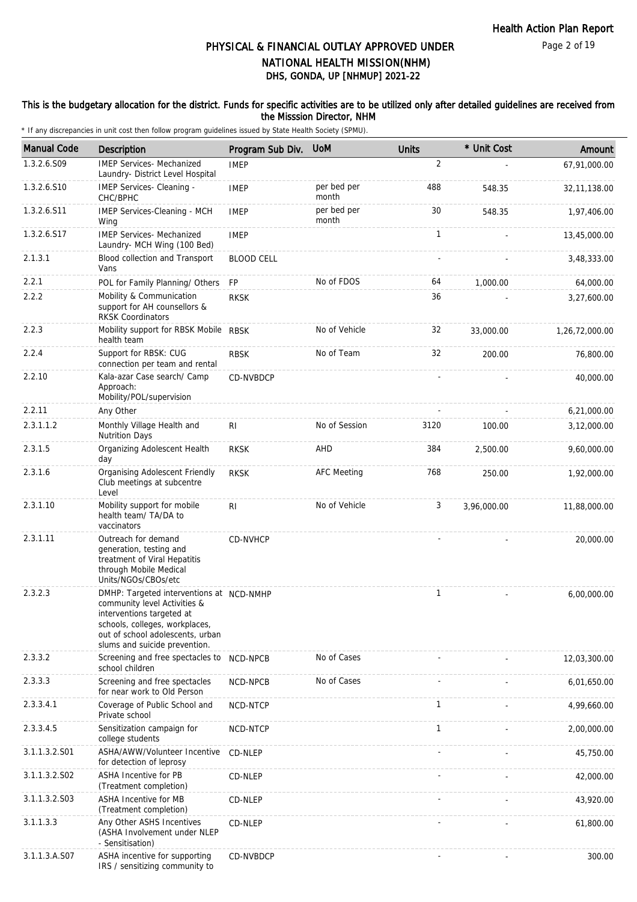# PHYSICAL & FINANCIAL OUTLAY APPROVED UNDER NATIONAL HEALTH MISSION(NHM)
## DHS, GONDA, UP [NHMUP] 2021-22

This is the budgetary allocation for the district. Funds for specific activities are to be utilized only after detailed guidelines are received from the Misssion Director, NHM

\* If any discrepancies in unit cost then follow program guidelines issued by State Health Society (SPMU).

| Manual Code | Description | Program Sub Div. | UoM | Units | * Unit Cost | Amount |
|---|---|---|---|---|---|---|
| 1.3.2.6.S09 | IMEP Services- Mechanized Laundry- District Level Hospital | IMEP | | 2 | - | 67,91,000.00 |
| 1.3.2.6.S10 | IMEP Services- Cleaning - CHC/BPHC | IMEP | per bed per month | 488 | 548.35 | 32,11,138.00 |
| 1.3.2.6.S11 | IMEP Services-Cleaning - MCH Wing | IMEP | per bed per month | 30 | 548.35 | 1,97,406.00 |
| 1.3.2.6.S17 | IMEP Services- Mechanized Laundry- MCH Wing (100 Bed) | IMEP | | 1 | - | 13,45,000.00 |
| 2.1.3.1 | Blood collection and Transport Vans | BLOOD CELL | | - | - | 3,48,333.00 |
| 2.2.1 | POL for Family Planning/ Others | FP | No of FDOS | 64 | 1,000.00 | 64,000.00 |
| 2.2.2 | Mobility & Communication support for AH counsellors & RKSK Coordinators | RKSK | | 36 | - | 3,27,600.00 |
| 2.2.3 | Mobility support for RBSK Mobile health team | RBSK | No of Vehicle | 32 | 33,000.00 | 1,26,72,000.00 |
| 2.2.4 | Support for RBSK: CUG connection per team and rental | RBSK | No of Team | 32 | 200.00 | 76,800.00 |
| 2.2.10 | Kala-azar Case search/ Camp Approach: Mobility/POL/supervision | CD-NVBDCP | | - | - | 40,000.00 |
| 2.2.11 | Any Other | | | - | - | 6,21,000.00 |
| 2.3.1.1.2 | Monthly Village Health and Nutrition Days | RI | No of Session | 3120 | 100.00 | 3,12,000.00 |
| 2.3.1.5 | Organizing Adolescent Health day | RKSK | AHD | 384 | 2,500.00 | 9,60,000.00 |
| 2.3.1.6 | Organising Adolescent Friendly Club meetings at subcentre Level | RKSK | AFC Meeting | 768 | 250.00 | 1,92,000.00 |
| 2.3.1.10 | Mobility support for mobile health team/ TA/DA to vaccinators | RI | No of Vehicle | 3 | 3,96,000.00 | 11,88,000.00 |
| 2.3.1.11 | Outreach for demand generation, testing and treatment of Viral Hepatitis through Mobile Medical Units/NGOs/CBOs/etc | CD-NVHCP | | - | - | 20,000.00 |
| 2.3.2.3 | DMHP: Targeted interventions at community level Activities & interventions targeted at schools, colleges, workplaces, out of school adolescents, urban slums and suicide prevention. | NCD-NMHP | | 1 | - | 6,00,000.00 |
| 2.3.3.2 | Screening and free spectacles to school children | NCD-NPCB | No of Cases | - | - | 12,03,300.00 |
| 2.3.3.3 | Screening and free spectacles for near work to Old Person | NCD-NPCB | No of Cases | - | - | 6,01,650.00 |
| 2.3.3.4.1 | Coverage of Public School and Private school | NCD-NTCP | | 1 | - | 4,99,660.00 |
| 2.3.3.4.5 | Sensitization campaign for college students | NCD-NTCP | | 1 | - | 2,00,000.00 |
| 3.1.1.3.2.S01 | ASHA/AWW/Volunteer Incentive for detection of leprosy | CD-NLEP | | - | - | 45,750.00 |
| 3.1.1.3.2.S02 | ASHA Incentive for PB (Treatment completion) | CD-NLEP | | - | - | 42,000.00 |
| 3.1.1.3.2.S03 | ASHA Incentive for MB (Treatment completion) | CD-NLEP | | - | - | 43,920.00 |
| 3.1.1.3.3 | Any Other ASHS Incentives (ASHA Involvement under NLEP - Sensitisation) | CD-NLEP | | - | - | 61,800.00 |
| 3.1.1.3.A.S07 | ASHA incentive for supporting IRS / sensitizing community to | CD-NVBDCP | | - | - | 300.00 |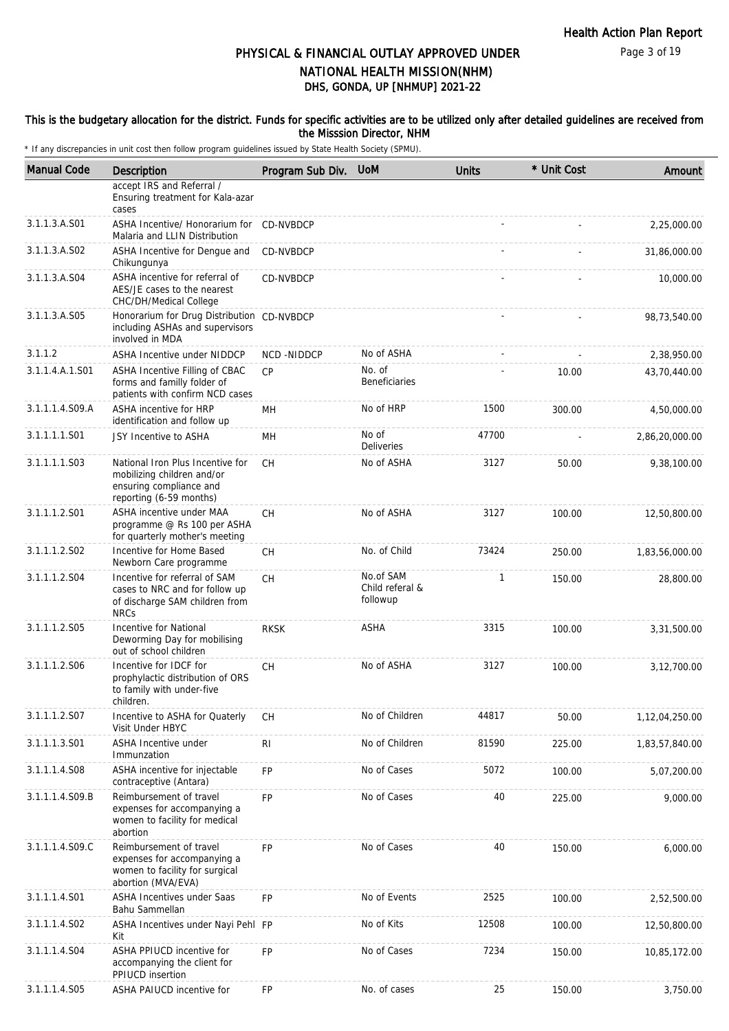# PHYSICAL & FINANCIAL OUTLAY APPROVED UNDER NATIONAL HEALTH MISSION(NHM)

## DHS, GONDA, UP [NHMUP] 2021-22

**This is the budgetary allocation for the district. Funds for specific activities are to be utilized only after detailed guidelines are received from the Misssion Director, NHM**

\* If any discrepancies in unit cost then follow program guidelines issued by State Health Society (SPMU).

| Manual Code | Description | Program Sub Div. | UoM | Units | * Unit Cost | Amount |
|---|---|---|---|---|---|---|
| | accept IRS and Referral / Ensuring treatment for Kala-azar cases | | | | | |
| 3.1.1.3.A.S01 | ASHA Incentive/ Honorarium for Malaria and LLIN Distribution | CD-NVBDCP | | - | - | 2,25,000.00 |
| 3.1.1.3.A.S02 | ASHA Incentive for Dengue and Chikungunya | CD-NVBDCP | | - | - | 31,86,000.00 |
| 3.1.1.3.A.S04 | ASHA incentive for referral of AES/JE cases to the nearest CHC/DH/Medical College | CD-NVBDCP | | - | - | 10,000.00 |
| 3.1.1.3.A.S05 | Honorarium for Drug Distribution including ASHAs and supervisors involved in MDA | CD-NVBDCP | | - | - | 98,73,540.00 |
| 3.1.1.2 | ASHA Incentive under NIDDCP | NCD -NIDDCP | No of ASHA | - | - | 2,38,950.00 |
| 3.1.1.4.A.1.S01 | ASHA Incentive Filling of CBAC forms and familly folder of patients with confirm NCD cases | CP | No. of Beneficiaries | - | 10.00 | 43,70,440.00 |
| 3.1.1.1.4.S09.A | ASHA incentive for HRP identification and follow up | MH | No of HRP | 1500 | 300.00 | 4,50,000.00 |
| 3.1.1.1.1.S01 | JSY Incentive to ASHA | MH | No of Deliveries | 47700 | - | 2,86,20,000.00 |
| 3.1.1.1.1.S03 | National Iron Plus Incentive for mobilizing children and/or ensuring compliance and reporting (6-59 months) | CH | No of ASHA | 3127 | 50.00 | 9,38,100.00 |
| 3.1.1.1.2.S01 | ASHA incentive under MAA programme @ Rs 100 per ASHA for quarterly mother's meeting | CH | No of ASHA | 3127 | 100.00 | 12,50,800.00 |
| 3.1.1.1.2.S02 | Incentive for Home Based Newborn Care programme | CH | No. of Child | 73424 | 250.00 | 1,83,56,000.00 |
| 3.1.1.1.2.S04 | Incentive for referral of SAM cases to NRC and for follow up of discharge SAM children from NRCs | CH | No.of SAM Child referal & followup | 1 | 150.00 | 28,800.00 |
| 3.1.1.1.2.S05 | Incentive for National Deworming Day for mobilising out of school children | RKSK | ASHA | 3315 | 100.00 | 3,31,500.00 |
| 3.1.1.1.2.S06 | Incentive for IDCF for prophylactic distribution of ORS to family with under-five children. | CH | No of ASHA | 3127 | 100.00 | 3,12,700.00 |
| 3.1.1.1.2.S07 | Incentive to ASHA for Quaterly Visit Under HBYC | CH | No of Children | 44817 | 50.00 | 1,12,04,250.00 |
| 3.1.1.1.3.S01 | ASHA Incentive under Immunzation | RI | No of Children | 81590 | 225.00 | 1,83,57,840.00 |
| 3.1.1.1.4.S08 | ASHA incentive for injectable contraceptive (Antara) | FP | No of Cases | 5072 | 100.00 | 5,07,200.00 |
| 3.1.1.1.4.S09.B | Reimbursement of travel expenses for accompanying a women to facility for medical abortion | FP | No of Cases | 40 | 225.00 | 9,000.00 |
| 3.1.1.1.4.S09.C | Reimbursement of travel expenses for accompanying a women to facility for surgical abortion (MVA/EVA) | FP | No of Cases | 40 | 150.00 | 6,000.00 |
| 3.1.1.1.4.S01 | ASHA Incentives under Saas Bahu Sammellan | FP | No of Events | 2525 | 100.00 | 2,52,500.00 |
| 3.1.1.1.4.S02 | ASHA Incentives under Nayi Pehl Kit | FP | No of Kits | 12508 | 100.00 | 12,50,800.00 |
| 3.1.1.1.4.S04 | ASHA PPIUCD incentive for accompanying the client for PPIUCD insertion | FP | No of Cases | 7234 | 150.00 | 10,85,172.00 |
| 3.1.1.1.4.S05 | ASHA PAIUCD incentive for | FP | No. of cases | 25 | 150.00 | 3,750.00 |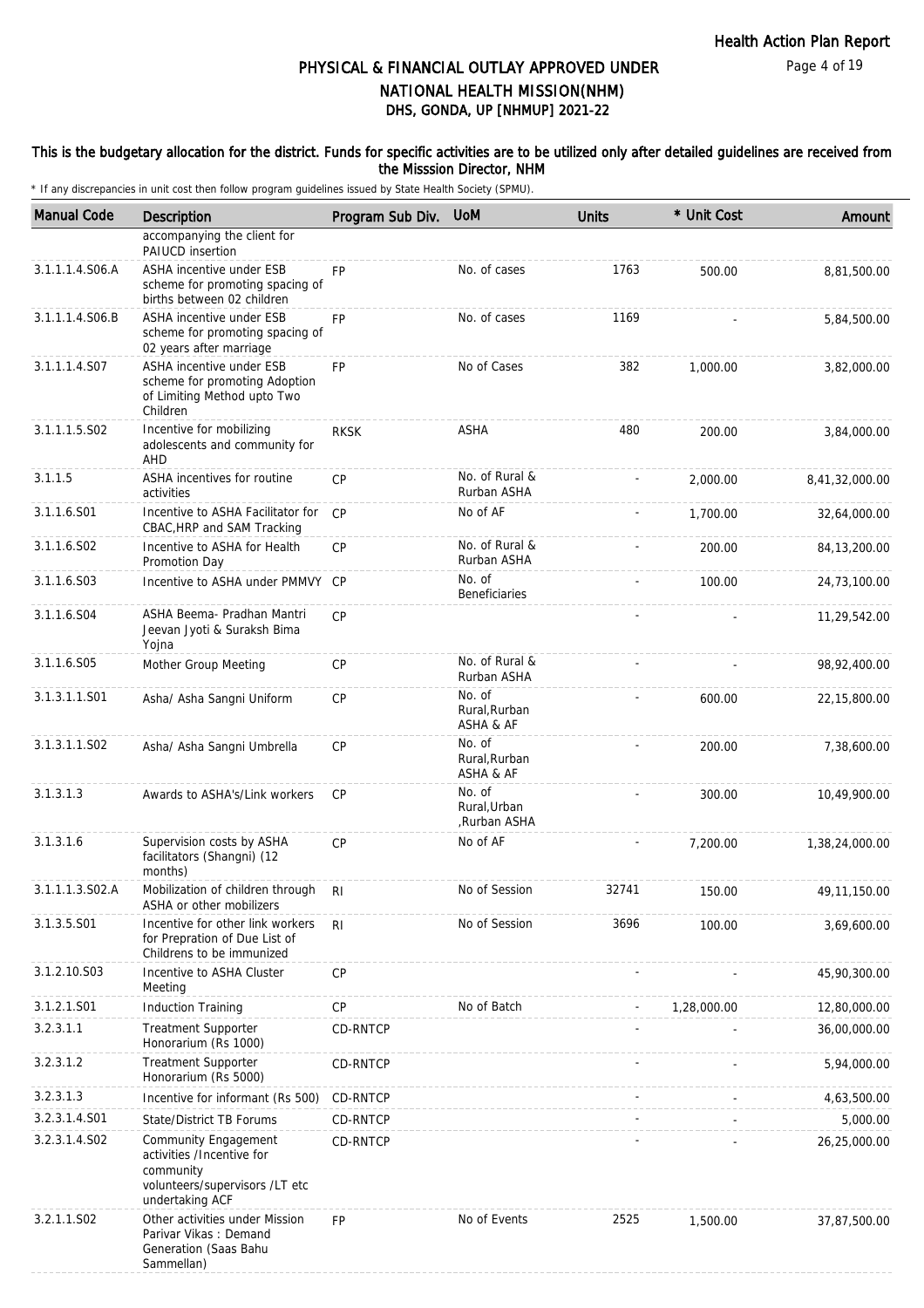# PHYSICAL & FINANCIAL OUTLAY APPROVED UNDER NATIONAL HEALTH MISSION(NHM)

## DHS, GONDA, UP [NHMUP] 2021-22

**This is the budgetary allocation for the district. Funds for specific activities are to be utilized only after detailed guidelines are received from the Misssion Director, NHM**

\* If any discrepancies in unit cost then follow program guidelines issued by State Health Society (SPMU).

| Manual Code | Description | Program Sub Div. | UoM | Units | * Unit Cost | Amount |
|---|---|---|---|---|---|---|
| | accompanying the client for PAIUCD insertion | | | | | |
| 3.1.1.1.4.S06.A | ASHA incentive under ESB scheme for promoting spacing of births between 02 children | FP | No. of cases | 1763 | 500.00 | 8,81,500.00 |
| 3.1.1.1.4.S06.B | ASHA incentive under ESB scheme for promoting spacing of 02 years after marriage | FP | No. of cases | 1169 | - | 5,84,500.00 |
| 3.1.1.1.4.S07 | ASHA incentive under ESB scheme for promoting Adoption of Limiting Method upto Two Children | FP | No of Cases | 382 | 1,000.00 | 3,82,000.00 |
| 3.1.1.1.5.S02 | Incentive for mobilizing adolescents and community for AHD | RKSK | ASHA | 480 | 200.00 | 3,84,000.00 |
| 3.1.1.5 | ASHA incentives for routine activities | CP | No. of Rural & Rurban ASHA | - | 2,000.00 | 8,41,32,000.00 |
| 3.1.1.6.S01 | Incentive to ASHA Facilitator for CBAC,HRP and SAM Tracking | CP | No of AF | - | 1,700.00 | 32,64,000.00 |
| 3.1.1.6.S02 | Incentive to ASHA for Health Promotion Day | CP | No. of Rural & Rurban ASHA | - | 200.00 | 84,13,200.00 |
| 3.1.1.6.S03 | Incentive to ASHA under PMMVY | CP | No. of Beneficiaries | - | 100.00 | 24,73,100.00 |
| 3.1.1.6.S04 | ASHA Beema- Pradhan Mantri Jeevan Jyoti & Suraksh Bima Yojna | CP | | - | - | 11,29,542.00 |
| 3.1.1.6.S05 | Mother Group Meeting | CP | No. of Rural & Rurban ASHA | - | - | 98,92,400.00 |
| 3.1.3.1.1.S01 | Asha/ Asha Sangni Uniform | CP | No. of Rural,Rurban ASHA & AF | - | 600.00 | 22,15,800.00 |
| 3.1.3.1.1.S02 | Asha/ Asha Sangni Umbrella | CP | No. of Rural,Rurban ASHA & AF | - | 200.00 | 7,38,600.00 |
| 3.1.3.1.3 | Awards to ASHA's/Link workers | CP | No. of Rural,Urban ,Rurban ASHA | - | 300.00 | 10,49,900.00 |
| 3.1.3.1.6 | Supervision costs by ASHA facilitators (Shangni) (12 months) | CP | No of AF | - | 7,200.00 | 1,38,24,000.00 |
| 3.1.1.1.3.S02.A | Mobilization of children through ASHA or other mobilizers | RI | No of Session | 32741 | 150.00 | 49,11,150.00 |
| 3.1.3.5.S01 | Incentive for other link workers for Prepration of Due List of Childrens to be immunized | RI | No of Session | 3696 | 100.00 | 3,69,600.00 |
| 3.1.2.10.S03 | Incentive to ASHA Cluster Meeting | CP | | - | - | 45,90,300.00 |
| 3.1.2.1.S01 | Induction Training | CP | No of Batch | - | 1,28,000.00 | 12,80,000.00 |
| 3.2.3.1.1 | Treatment Supporter Honorarium (Rs 1000) | CD-RNTCP | | - | - | 36,00,000.00 |
| 3.2.3.1.2 | Treatment Supporter Honorarium (Rs 5000) | CD-RNTCP | | - | - | 5,94,000.00 |
| 3.2.3.1.3 | Incentive for informant (Rs 500) | CD-RNTCP | | - | - | 4,63,500.00 |
| 3.2.3.1.4.S01 | State/District TB Forums | CD-RNTCP | | - | - | 5,000.00 |
| 3.2.3.1.4.S02 | Community Engagement activities /Incentive for community volunteers/supervisors /LT etc undertaking ACF | CD-RNTCP | | - | - | 26,25,000.00 |
| 3.2.1.1.S02 | Other activities under Mission Parivar Vikas : Demand Generation (Saas Bahu Sammellan) | FP | No of Events | 2525 | 1,500.00 | 37,87,500.00 |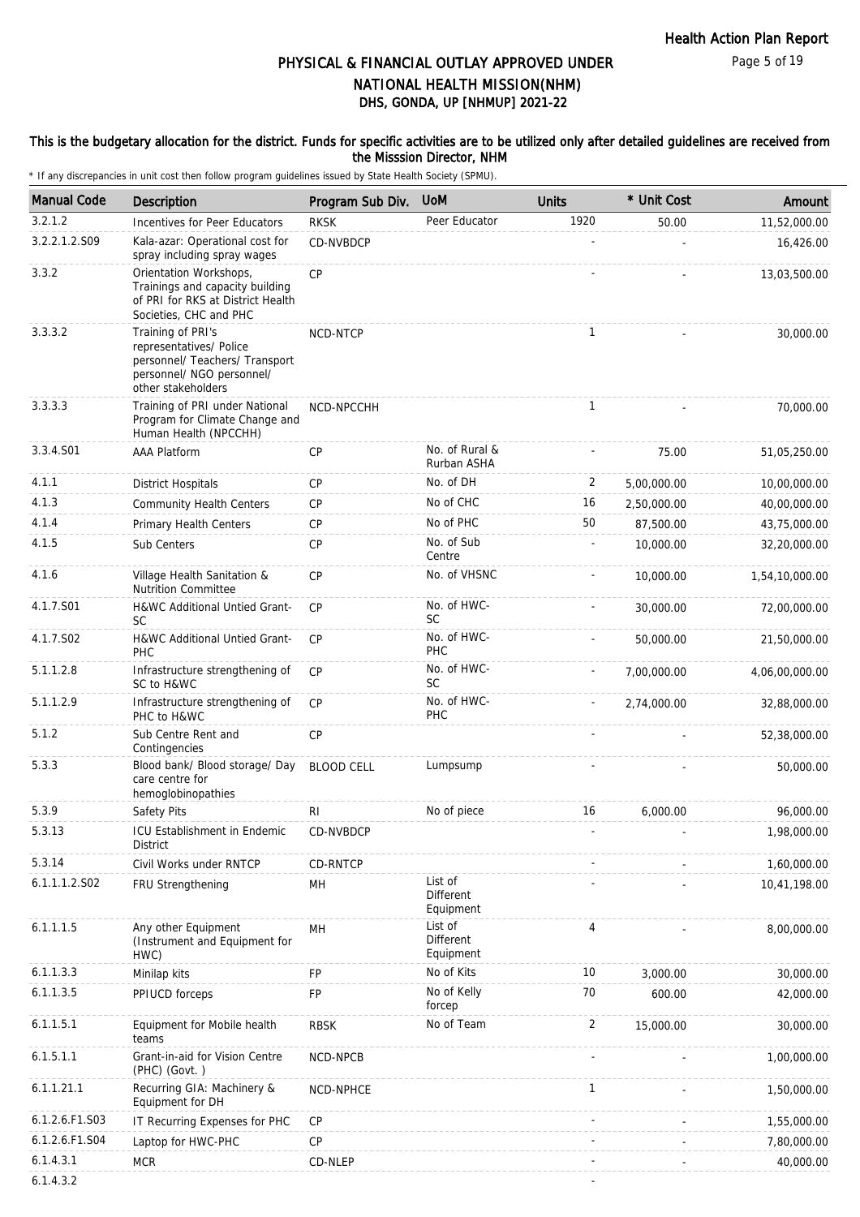## PHYSICAL & FINANCIAL OUTLAY APPROVED UNDER NATIONAL HEALTH MISSION(NHM)
## DHS, GONDA, UP [NHMUP] 2021-22

**This is the budgetary allocation for the district. Funds for specific activities are to be utilized only after detailed guidelines are received from the Misssion Director, NHM**

\* If any discrepancies in unit cost then follow program guidelines issued by State Health Society (SPMU).

| Manual Code | Description | Program Sub Div. | UoM | Units | * Unit Cost | Amount |
|---|---|---|---|---|---|---|
| 3.2.1.2 | Incentives for Peer Educators | RKSK | Peer Educator | 1920 | 50.00 | 11,52,000.00 |
| 3.2.2.1.2.S09 | Kala-azar: Operational cost for spray including spray wages | CD-NVBDCP | | - | - | 16,426.00 |
| 3.3.2 | Orientation Workshops, Trainings and capacity building of PRI for RKS at District Health Societies, CHC and PHC | CP | | - | - | 13,03,500.00 |
| 3.3.3.2 | Training of PRI's representatives/ Police personnel/ Teachers/ Transport personnel/ NGO personnel/ other stakeholders | NCD-NTCP | | 1 | - | 30,000.00 |
| 3.3.3.3 | Training of PRI under National Program for Climate Change and Human Health (NPCCHH) | NCD-NPCCHH | | 1 | - | 70,000.00 |
| 3.3.4.S01 | AAA Platform | CP | No. of Rural & Rurban ASHA | - | 75.00 | 51,05,250.00 |
| 4.1.1 | District Hospitals | CP | No. of DH | 2 | 5,00,000.00 | 10,00,000.00 |
| 4.1.3 | Community Health Centers | CP | No of CHC | 16 | 2,50,000.00 | 40,00,000.00 |
| 4.1.4 | Primary Health Centers | CP | No of PHC | 50 | 87,500.00 | 43,75,000.00 |
| 4.1.5 | Sub Centers | CP | No. of Sub Centre | - | 10,000.00 | 32,20,000.00 |
| 4.1.6 | Village Health Sanitation & Nutrition Committee | CP | No. of VHSNC | - | 10,000.00 | 1,54,10,000.00 |
| 4.1.7.S01 | H&WC Additional Untied Grant-SC | CP | No. of HWC-SC | - | 30,000.00 | 72,00,000.00 |
| 4.1.7.S02 | H&WC Additional Untied Grant-PHC | CP | No. of HWC-PHC | - | 50,000.00 | 21,50,000.00 |
| 5.1.1.2.8 | Infrastructure strengthening of SC to H&WC | CP | No. of HWC-SC | - | 7,00,000.00 | 4,06,00,000.00 |
| 5.1.1.2.9 | Infrastructure strengthening of PHC to H&WC | CP | No. of HWC-PHC | - | 2,74,000.00 | 32,88,000.00 |
| 5.1.2 | Sub Centre Rent and Contingencies | CP | | - | - | 52,38,000.00 |
| 5.3.3 | Blood bank/ Blood storage/ Day care centre for hemoglobinopathies | BLOOD CELL | Lumpsump | - | - | 50,000.00 |
| 5.3.9 | Safety Pits | RI | No of piece | 16 | 6,000.00 | 96,000.00 |
| 5.3.13 | ICU Establishment in Endemic District | CD-NVBDCP | | - | - | 1,98,000.00 |
| 5.3.14 | Civil Works under RNTCP | CD-RNTCP | | - | - | 1,60,000.00 |
| 6.1.1.1.2.S02 | FRU Strengthening | MH | List of Different Equipment | - | - | 10,41,198.00 |
| 6.1.1.1.5 | Any other Equipment (Instrument and Equipment for HWC) | MH | List of Different Equipment | 4 | - | 8,00,000.00 |
| 6.1.1.3.3 | Minilap kits | FP | No of Kits | 10 | 3,000.00 | 30,000.00 |
| 6.1.1.3.5 | PPIUCD forceps | FP | No of Kelly forcep | 70 | 600.00 | 42,000.00 |
| 6.1.1.5.1 | Equipment for Mobile health teams | RBSK | No of Team | 2 | 15,000.00 | 30,000.00 |
| 6.1.5.1.1 | Grant-in-aid for Vision Centre (PHC) (Govt. ) | NCD-NPCB | | - | - | 1,00,000.00 |
| 6.1.1.21.1 | Recurring GIA: Machinery & Equipment for DH | NCD-NPHCE | | 1 | - | 1,50,000.00 |
| 6.1.2.6.F1.S03 | IT Recurring Expenses for PHC | CP | | - | - | 1,55,000.00 |
| 6.1.2.6.F1.S04 | Laptop for HWC-PHC | CP | | - | - | 7,80,000.00 |
| 6.1.4.3.1 | MCR | CD-NLEP | | - | - | 40,000.00 |
| 6.1.4.3.2 | | | | - | | |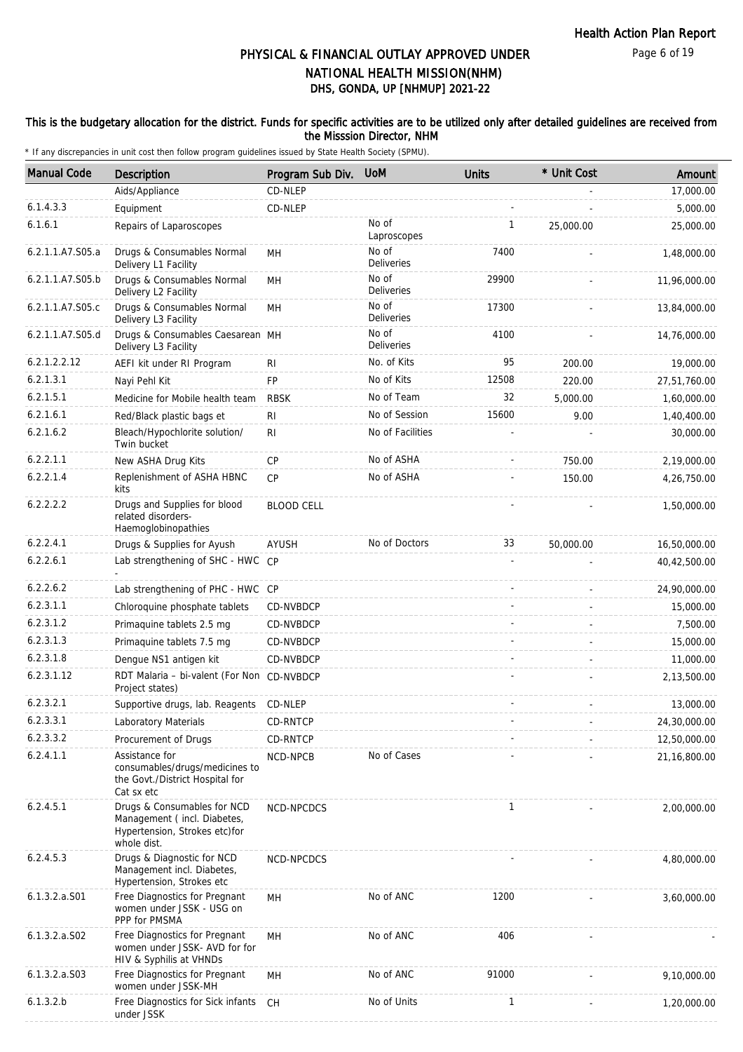# PHYSICAL & FINANCIAL OUTLAY APPROVED UNDER NATIONAL HEALTH MISSION(NHM)
## DHS, GONDA, UP [NHMUP] 2021-22

**This is the budgetary allocation for the district. Funds for specific activities are to be utilized only after detailed guidelines are received from the Misssion Director, NHM**

\* If any discrepancies in unit cost then follow program guidelines issued by State Health Society (SPMU).

| Manual Code | Description | Program Sub Div. | UoM | Units | * Unit Cost | Amount |
|---|---|---|---|---|---|---|
| | Aids/Appliance | CD-NLEP | | | - | 17,000.00 |
| 6.1.4.3.3 | Equipment | CD-NLEP | | - | - | 5,000.00 |
| 6.1.6.1 | Repairs of Laparoscopes | | No of Laproscopes | 1 | 25,000.00 | 25,000.00 |
| 6.2.1.1.A7.S05.a | Drugs & Consumables Normal Delivery L1 Facility | MH | No of Deliveries | 7400 | - | 1,48,000.00 |
| 6.2.1.1.A7.S05.b | Drugs & Consumables Normal Delivery L2 Facility | MH | No of Deliveries | 29900 | - | 11,96,000.00 |
| 6.2.1.1.A7.S05.c | Drugs & Consumables Normal Delivery L3 Facility | MH | No of Deliveries | 17300 | - | 13,84,000.00 |
| 6.2.1.1.A7.S05.d | Drugs & Consumables Caesarean Delivery L3 Facility | MH | No of Deliveries | 4100 | - | 14,76,000.00 |
| 6.2.1.2.2.12 | AEFI kit under RI Program | RI | No. of Kits | 95 | 200.00 | 19,000.00 |
| 6.2.1.3.1 | Nayi Pehl Kit | FP | No of Kits | 12508 | 220.00 | 27,51,760.00 |
| 6.2.1.5.1 | Medicine for Mobile health team | RBSK | No of Team | 32 | 5,000.00 | 1,60,000.00 |
| 6.2.1.6.1 | Red/Black plastic bags et | RI | No of Session | 15600 | 9.00 | 1,40,400.00 |
| 6.2.1.6.2 | Bleach/Hypochlorite solution/ Twin bucket | RI | No of Facilities | - | - | 30,000.00 |
| 6.2.2.1.1 | New ASHA Drug Kits | CP | No of ASHA | - | 750.00 | 2,19,000.00 |
| 6.2.2.1.4 | Replenishment of ASHA HBNC kits | CP | No of ASHA | - | 150.00 | 4,26,750.00 |
| 6.2.2.2.2 | Drugs and Supplies for blood related disorders- Haemoglobinopathies | BLOOD CELL | | - | - | 1,50,000.00 |
| 6.2.2.4.1 | Drugs & Supplies for Ayush | AYUSH | No of Doctors | 33 | 50,000.00 | 16,50,000.00 |
| 6.2.2.6.1 | Lab strengthening of SHC - HWC - | CP | | - | - | 40,42,500.00 |
| 6.2.2.6.2 | Lab strengthening of PHC - HWC | CP | | - | - | 24,90,000.00 |
| 6.2.3.1.1 | Chloroquine phosphate tablets | CD-NVBDCP | | - | - | 15,000.00 |
| 6.2.3.1.2 | Primaquine tablets 2.5 mg | CD-NVBDCP | | - | - | 7,500.00 |
| 6.2.3.1.3 | Primaquine tablets 7.5 mg | CD-NVBDCP | | - | - | 15,000.00 |
| 6.2.3.1.8 | Dengue NS1 antigen kit | CD-NVBDCP | | - | - | 11,000.00 |
| 6.2.3.1.12 | RDT Malaria – bi-valent (For Non Project states) | CD-NVBDCP | | - | - | 2,13,500.00 |
| 6.2.3.2.1 | Supportive drugs, lab. Reagents | CD-NLEP | | - | - | 13,000.00 |
| 6.2.3.3.1 | Laboratory Materials | CD-RNTCP | | - | - | 24,30,000.00 |
| 6.2.3.3.2 | Procurement of Drugs | CD-RNTCP | | - | - | 12,50,000.00 |
| 6.2.4.1.1 | Assistance for consumables/drugs/medicines to the Govt./District Hospital for Cat sx etc | NCD-NPCB | No of Cases | - | - | 21,16,800.00 |
| 6.2.4.5.1 | Drugs & Consumables for NCD Management ( incl. Diabetes, Hypertension, Strokes etc)for whole dist. | NCD-NPCDCS | | 1 | - | 2,00,000.00 |
| 6.2.4.5.3 | Drugs & Diagnostic for NCD Management incl. Diabetes, Hypertension, Strokes etc | NCD-NPCDCS | | - | - | 4,80,000.00 |
| 6.1.3.2.a.S01 | Free Diagnostics for Pregnant women under JSSK - USG on PPP for PMSMA | MH | No of ANC | 1200 | - | 3,60,000.00 |
| 6.1.3.2.a.S02 | Free Diagnostics for Pregnant women under JSSK- AVD for for HIV & Syphilis at VHNDs | MH | No of ANC | 406 | - | - |
| 6.1.3.2.a.S03 | Free Diagnostics for Pregnant women under JSSK-MH | MH | No of ANC | 91000 | - | 9,10,000.00 |
| 6.1.3.2.b | Free Diagnostics for Sick infants under JSSK | CH | No of Units | 1 | - | 1,20,000.00 |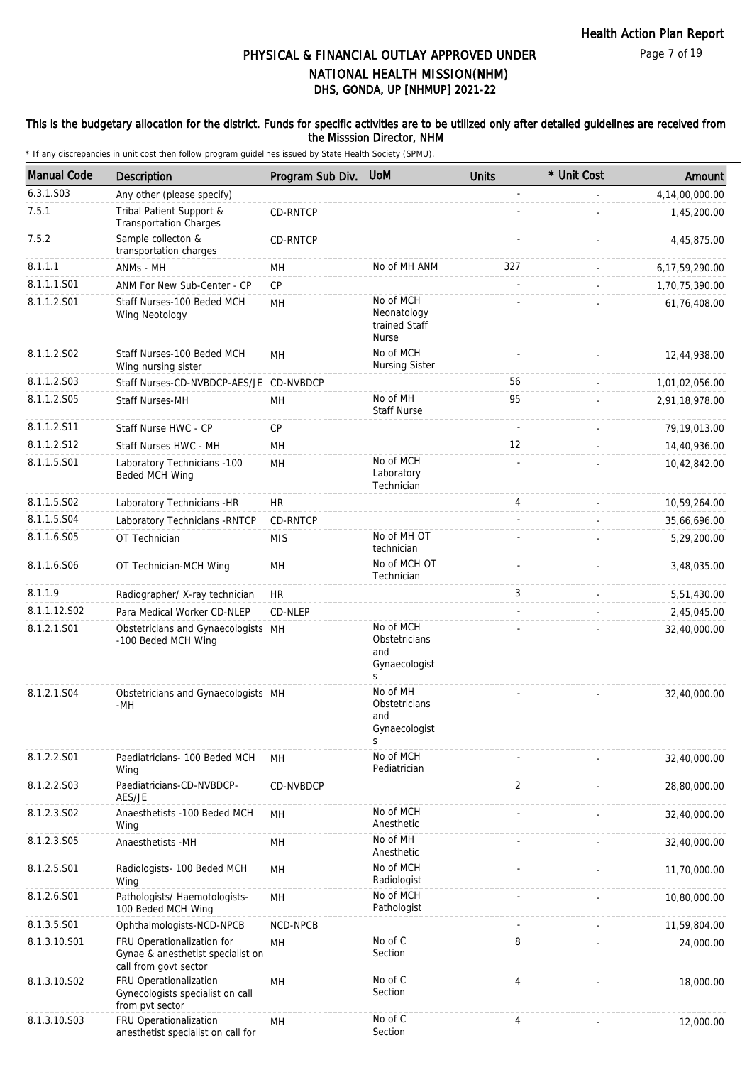# PHYSICAL & FINANCIAL OUTLAY APPROVED UNDER NATIONAL HEALTH MISSION(NHM)

## DHS, GONDA, UP [NHMUP] 2021-22

**This is the budgetary allocation for the district. Funds for specific activities are to be utilized only after detailed guidelines are received from the Misssion Director, NHM**

\* If any discrepancies in unit cost then follow program guidelines issued by State Health Society (SPMU).

| Manual Code | Description | Program Sub Div. | UoM | Units | * Unit Cost | Amount |
|---|---|---|---|---|---|---|
| 6.3.1.S03 | Any other (please specify) | | | - | - | 4,14,00,000.00 |
| 7.5.1 | Tribal Patient Support & Transportation Charges | CD-RNTCP | | - | - | 1,45,200.00 |
| 7.5.2 | Sample collecton & transportation charges | CD-RNTCP | | - | - | 4,45,875.00 |
| 8.1.1.1 | ANMs - MH | MH | No of MH ANM | 327 | - | 6,17,59,290.00 |
| 8.1.1.1.S01 | ANM For New Sub-Center - CP | CP | | - | - | 1,70,75,390.00 |
| 8.1.1.2.S01 | Staff Nurses-100 Beded MCH Wing Neotology | MH | No of MCH Neonatology trained Staff Nurse | - | - | 61,76,408.00 |
| 8.1.1.2.S02 | Staff Nurses-100 Beded MCH Wing nursing sister | MH | No of MCH Nursing Sister | - | - | 12,44,938.00 |
| 8.1.1.2.S03 | Staff Nurses-CD-NVBDCP-AES/JE | CD-NVBDCP | | 56 | - | 1,01,02,056.00 |
| 8.1.1.2.S05 | Staff Nurses-MH | MH | No of MH Staff Nurse | 95 | - | 2,91,18,978.00 |
| 8.1.1.2.S11 | Staff Nurse HWC - CP | CP | | - | - | 79,19,013.00 |
| 8.1.1.2.S12 | Staff Nurses HWC - MH | MH | | 12 | - | 14,40,936.00 |
| 8.1.1.5.S01 | Laboratory Technicians -100 Beded MCH Wing | MH | No of MCH Laboratory Technician | - | - | 10,42,842.00 |
| 8.1.1.5.S02 | Laboratory Technicians -HR | HR | | 4 | - | 10,59,264.00 |
| 8.1.1.5.S04 | Laboratory Technicians -RNTCP | CD-RNTCP | | - | - | 35,66,696.00 |
| 8.1.1.6.S05 | OT Technician | MIS | No of MH OT technician | - | - | 5,29,200.00 |
| 8.1.1.6.S06 | OT Technician-MCH Wing | MH | No of MCH OT Technician | - | - | 3,48,035.00 |
| 8.1.1.9 | Radiographer/ X-ray technician | HR | | 3 | - | 5,51,430.00 |
| 8.1.1.12.S02 | Para Medical Worker CD-NLEP | CD-NLEP | | - | - | 2,45,045.00 |
| 8.1.2.1.S01 | Obstetricians and Gynaecologists -100 Beded MCH Wing | MH | No of MCH Obstetricians and Gynaecologists | - | - | 32,40,000.00 |
| 8.1.2.1.S04 | Obstetricians and Gynaecologists -MH | MH | No of MH Obstetricians and Gynaecologists | - | - | 32,40,000.00 |
| 8.1.2.2.S01 | Paediatricians- 100 Beded MCH Wing | MH | No of MCH Pediatrician | - | - | 32,40,000.00 |
| 8.1.2.2.S03 | Paediatricians-CD-NVBDCP-AES/JE | CD-NVBDCP | | 2 | - | 28,80,000.00 |
| 8.1.2.3.S02 | Anaesthetists -100 Beded MCH Wing | MH | No of MCH Anesthetic | - | - | 32,40,000.00 |
| 8.1.2.3.S05 | Anaesthetists -MH | MH | No of MH Anesthetic | - | - | 32,40,000.00 |
| 8.1.2.5.S01 | Radiologists- 100 Beded MCH Wing | MH | No of MCH Radiologist | - | - | 11,70,000.00 |
| 8.1.2.6.S01 | Pathologists/ Haemotologists-100 Beded MCH Wing | MH | No of MCH Pathologist | - | - | 10,80,000.00 |
| 8.1.3.5.S01 | Ophthalmologists-NCD-NPCB | NCD-NPCB | | - | - | 11,59,804.00 |
| 8.1.3.10.S01 | FRU Operationalization for Gynae & anesthetist specialist on call from govt sector | MH | No of C Section | 8 | - | 24,000.00 |
| 8.1.3.10.S02 | FRU Operationalization Gynecologists specialist on call from pvt sector | MH | No of C Section | 4 | - | 18,000.00 |
| 8.1.3.10.S03 | FRU Operationalization anesthetist specialist on call for | MH | No of C Section | 4 | - | 12,000.00 |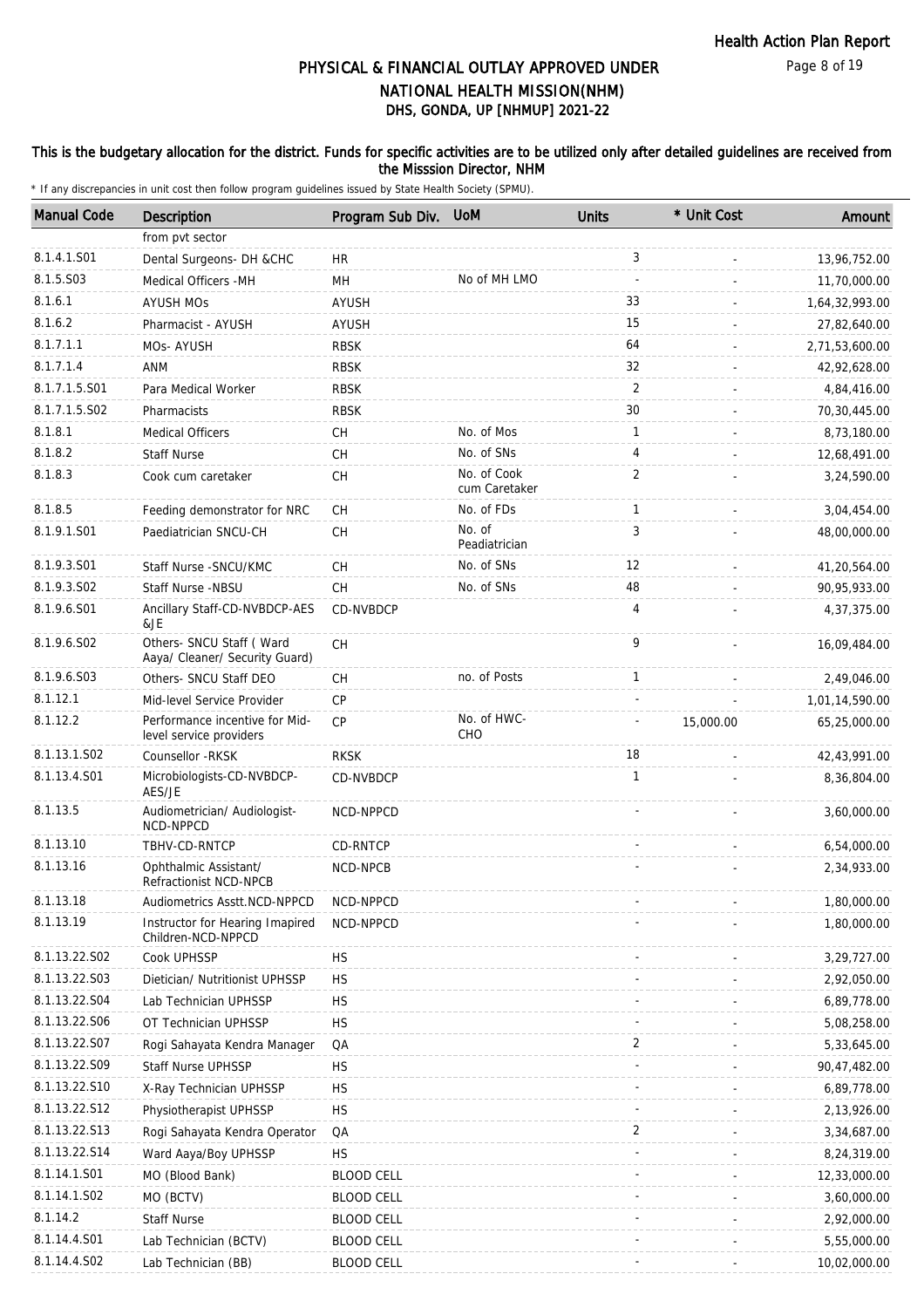## PHYSICAL & FINANCIAL OUTLAY APPROVED UNDER NATIONAL HEALTH MISSION(NHM)
## DHS, GONDA, UP [NHMUP] 2021-22

**This is the budgetary allocation for the district. Funds for specific activities are to be utilized only after detailed guidelines are received from the Misssion Director, NHM**

\* If any discrepancies in unit cost then follow program guidelines issued by State Health Society (SPMU).

| Manual Code | Description | Program Sub Div. | UoM | Units | * Unit Cost | Amount |
|---|---|---|---|---|---|---|
| | from pvt sector | | | | | |
| 8.1.4.1.S01 | Dental Surgeons- DH &CHC | HR | | 3 | - | 13,96,752.00 |
| 8.1.5.S03 | Medical Officers -MH | MH | No of MH LMO | - | - | 11,70,000.00 |
| 8.1.6.1 | AYUSH MOs | AYUSH | | 33 | - | 1,64,32,993.00 |
| 8.1.6.2 | Pharmacist - AYUSH | AYUSH | | 15 | - | 27,82,640.00 |
| 8.1.7.1.1 | MOs- AYUSH | RBSK | | 64 | - | 2,71,53,600.00 |
| 8.1.7.1.4 | ANM | RBSK | | 32 | - | 42,92,628.00 |
| 8.1.7.1.5.S01 | Para Medical Worker | RBSK | | 2 | - | 4,84,416.00 |
| 8.1.7.1.5.S02 | Pharmacists | RBSK | | 30 | - | 70,30,445.00 |
| 8.1.8.1 | Medical Officers | CH | No. of Mos | 1 | - | 8,73,180.00 |
| 8.1.8.2 | Staff Nurse | CH | No. of SNs | 4 | - | 12,68,491.00 |
| 8.1.8.3 | Cook cum caretaker | CH | No. of Cook cum Caretaker | 2 | - | 3,24,590.00 |
| 8.1.8.5 | Feeding demonstrator for NRC | CH | No. of FDs | 1 | - | 3,04,454.00 |
| 8.1.9.1.S01 | Paediatrician SNCU-CH | CH | No. of Peadiatrician | 3 | - | 48,00,000.00 |
| 8.1.9.3.S01 | Staff Nurse -SNCU/KMC | CH | No. of SNs | 12 | - | 41,20,564.00 |
| 8.1.9.3.S02 | Staff Nurse -NBSU | CH | No. of SNs | 48 | - | 90,95,933.00 |
| 8.1.9.6.S01 | Ancillary Staff-CD-NVBDCP-AES &JE | CD-NVBDCP | | 4 | - | 4,37,375.00 |
| 8.1.9.6.S02 | Others- SNCU Staff ( Ward Aaya/ Cleaner/ Security Guard) | CH | | 9 | - | 16,09,484.00 |
| 8.1.9.6.S03 | Others- SNCU Staff DEO | CH | no. of Posts | 1 | - | 2,49,046.00 |
| 8.1.12.1 | Mid-level Service Provider | CP | | - | - | 1,01,14,590.00 |
| 8.1.12.2 | Performance incentive for Mid-level service providers | CP | No. of HWC-CHO | - | 15,000.00 | 65,25,000.00 |
| 8.1.13.1.S02 | Counsellor -RKSK | RKSK | | 18 | - | 42,43,991.00 |
| 8.1.13.4.S01 | Microbiologists-CD-NVBDCP-AES/JE | CD-NVBDCP | | 1 | - | 8,36,804.00 |
| 8.1.13.5 | Audiometrician/ Audiologist-NCD-NPPCD | NCD-NPPCD | | - | - | 3,60,000.00 |
| 8.1.13.10 | TBHV-CD-RNTCP | CD-RNTCP | | - | - | 6,54,000.00 |
| 8.1.13.16 | Ophthalmic Assistant/ Refractionist NCD-NPCB | NCD-NPCB | | - | - | 2,34,933.00 |
| 8.1.13.18 | Audiometrics Asstt.NCD-NPPCD | NCD-NPPCD | | - | - | 1,80,000.00 |
| 8.1.13.19 | Instructor for Hearing Imapired Children-NCD-NPPCD | NCD-NPPCD | | - | - | 1,80,000.00 |
| 8.1.13.22.S02 | Cook UPHSSP | HS | | - | - | 3,29,727.00 |
| 8.1.13.22.S03 | Dietician/ Nutritionist UPHSSP | HS | | - | - | 2,92,050.00 |
| 8.1.13.22.S04 | Lab Technician UPHSSP | HS | | - | - | 6,89,778.00 |
| 8.1.13.22.S06 | OT Technician UPHSSP | HS | | - | - | 5,08,258.00 |
| 8.1.13.22.S07 | Rogi Sahayata Kendra Manager | QA | | 2 | - | 5,33,645.00 |
| 8.1.13.22.S09 | Staff Nurse UPHSSP | HS | | - | - | 90,47,482.00 |
| 8.1.13.22.S10 | X-Ray Technician UPHSSP | HS | | - | - | 6,89,778.00 |
| 8.1.13.22.S12 | Physiotherapist UPHSSP | HS | | - | - | 2,13,926.00 |
| 8.1.13.22.S13 | Rogi Sahayata Kendra Operator | QA | | 2 | - | 3,34,687.00 |
| 8.1.13.22.S14 | Ward Aaya/Boy UPHSSP | HS | | - | - | 8,24,319.00 |
| 8.1.14.1.S01 | MO (Blood Bank) | BLOOD CELL | | - | - | 12,33,000.00 |
| 8.1.14.1.S02 | MO (BCTV) | BLOOD CELL | | - | - | 3,60,000.00 |
| 8.1.14.2 | Staff Nurse | BLOOD CELL | | - | - | 2,92,000.00 |
| 8.1.14.4.S01 | Lab Technician (BCTV) | BLOOD CELL | | - | - | 5,55,000.00 |
| 8.1.14.4.S02 | Lab Technician (BB) | BLOOD CELL | | - | - | 10,02,000.00 |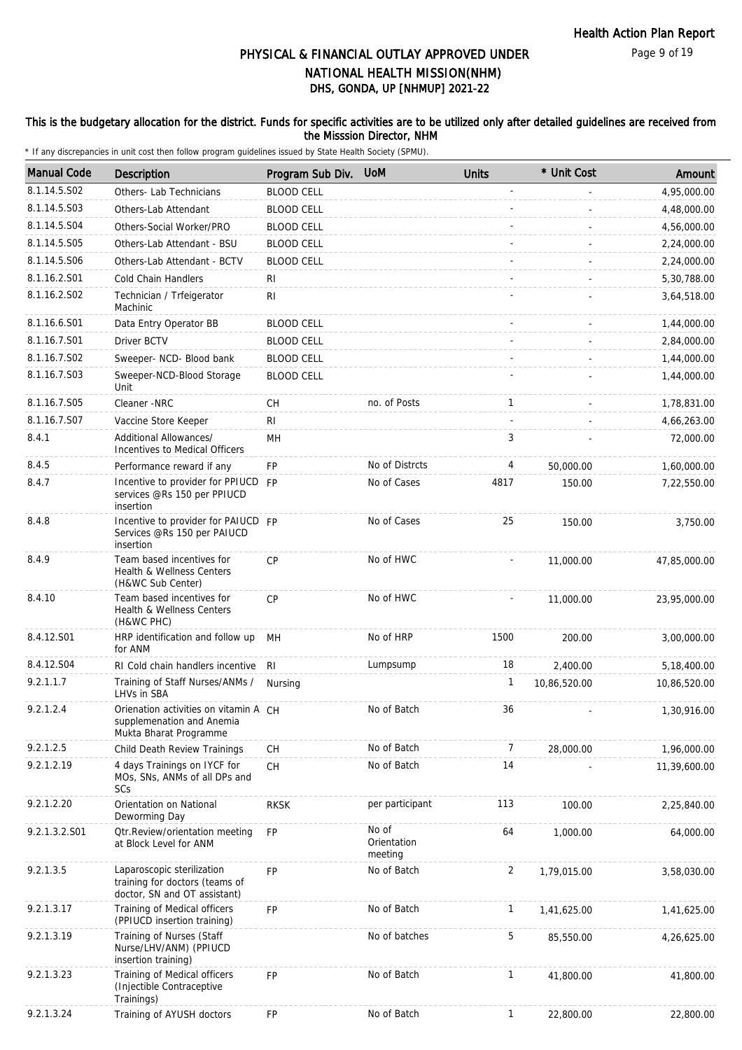# PHYSICAL & FINANCIAL OUTLAY APPROVED UNDER NATIONAL HEALTH MISSION(NHM)

## DHS, GONDA, UP [NHMUP] 2021-22

**This is the budgetary allocation for the district. Funds for specific activities are to be utilized only after detailed guidelines are received from the Misssion Director, NHM**

\* If any discrepancies in unit cost then follow program guidelines issued by State Health Society (SPMU).

| Manual Code | Description | Program Sub Div. | UoM | Units | * Unit Cost | Amount |
|---|---|---|---|---|---|---|
| 8.1.14.5.S02 | Others- Lab Technicians | BLOOD CELL | | - | - | 4,95,000.00 |
| 8.1.14.5.S03 | Others-Lab Attendant | BLOOD CELL | | - | - | 4,48,000.00 |
| 8.1.14.5.S04 | Others-Social Worker/PRO | BLOOD CELL | | - | - | 4,56,000.00 |
| 8.1.14.5.S05 | Others-Lab Attendant - BSU | BLOOD CELL | | - | - | 2,24,000.00 |
| 8.1.14.5.S06 | Others-Lab Attendant - BCTV | BLOOD CELL | | - | - | 2,24,000.00 |
| 8.1.16.2.S01 | Cold Chain Handlers | RI | | - | - | 5,30,788.00 |
| 8.1.16.2.S02 | Technician / Trfeigerator Machinic | RI | | - | - | 3,64,518.00 |
| 8.1.16.6.S01 | Data Entry Operator BB | BLOOD CELL | | - | - | 1,44,000.00 |
| 8.1.16.7.S01 | Driver BCTV | BLOOD CELL | | - | - | 2,84,000.00 |
| 8.1.16.7.S02 | Sweeper- NCD- Blood bank | BLOOD CELL | | - | - | 1,44,000.00 |
| 8.1.16.7.S03 | Sweeper-NCD-Blood Storage Unit | BLOOD CELL | | - | - | 1,44,000.00 |
| 8.1.16.7.S05 | Cleaner -NRC | CH | no. of Posts | 1 | - | 1,78,831.00 |
| 8.1.16.7.S07 | Vaccine Store Keeper | RI | | - | - | 4,66,263.00 |
| 8.4.1 | Additional Allowances/ Incentives to Medical Officers | MH | | 3 | - | 72,000.00 |
| 8.4.5 | Performance reward if any | FP | No of Distrcts | 4 | 50,000.00 | 1,60,000.00 |
| 8.4.7 | Incentive to provider for PPIUCD services @Rs 150 per PPIUCD insertion | FP | No of Cases | 4817 | 150.00 | 7,22,550.00 |
| 8.4.8 | Incentive to provider for PAIUCD Services @Rs 150 per PAIUCD insertion | FP | No of Cases | 25 | 150.00 | 3,750.00 |
| 8.4.9 | Team based incentives for Health & Wellness Centers (H&WC Sub Center) | CP | No of HWC | - | 11,000.00 | 47,85,000.00 |
| 8.4.10 | Team based incentives for Health & Wellness Centers (H&WC PHC) | CP | No of HWC | - | 11,000.00 | 23,95,000.00 |
| 8.4.12.S01 | HRP identification and follow up for ANM | MH | No of HRP | 1500 | 200.00 | 3,00,000.00 |
| 8.4.12.S04 | RI Cold chain handlers incentive | RI | Lumpsump | 18 | 2,400.00 | 5,18,400.00 |
| 9.2.1.1.7 | Training of Staff Nurses/ANMs / LHVs in SBA | Nursing | | 1 | 10,86,520.00 | 10,86,520.00 |
| 9.2.1.2.4 | Orienation activities on vitamin A supplemenation and Anemia Mukta Bharat Programme | CH | No of Batch | 36 | - | 1,30,916.00 |
| 9.2.1.2.5 | Child Death Review Trainings | CH | No of Batch | 7 | 28,000.00 | 1,96,000.00 |
| 9.2.1.2.19 | 4 days Trainings on IYCF for MOs, SNs, ANMs of all DPs and SCs | CH | No of Batch | 14 | - | 11,39,600.00 |
| 9.2.1.2.20 | Orientation on National Deworming Day | RKSK | per participant | 113 | 100.00 | 2,25,840.00 |
| 9.2.1.3.2.S01 | Qtr.Review/orientation meeting at Block Level for ANM | FP | No of Orientation meeting | 64 | 1,000.00 | 64,000.00 |
| 9.2.1.3.5 | Laparoscopic sterilization training for doctors (teams of doctor, SN and OT assistant) | FP | No of Batch | 2 | 1,79,015.00 | 3,58,030.00 |
| 9.2.1.3.17 | Training of Medical officers (PPIUCD insertion training) | FP | No of Batch | 1 | 1,41,625.00 | 1,41,625.00 |
| 9.2.1.3.19 | Training of Nurses (Staff Nurse/LHV/ANM) (PPIUCD insertion training) | | No of batches | 5 | 85,550.00 | 4,26,625.00 |
| 9.2.1.3.23 | Training of Medical officers (Injectible Contraceptive Trainings) | FP | No of Batch | 1 | 41,800.00 | 41,800.00 |
| 9.2.1.3.24 | Training of AYUSH doctors | FP | No of Batch | 1 | 22,800.00 | 22,800.00 |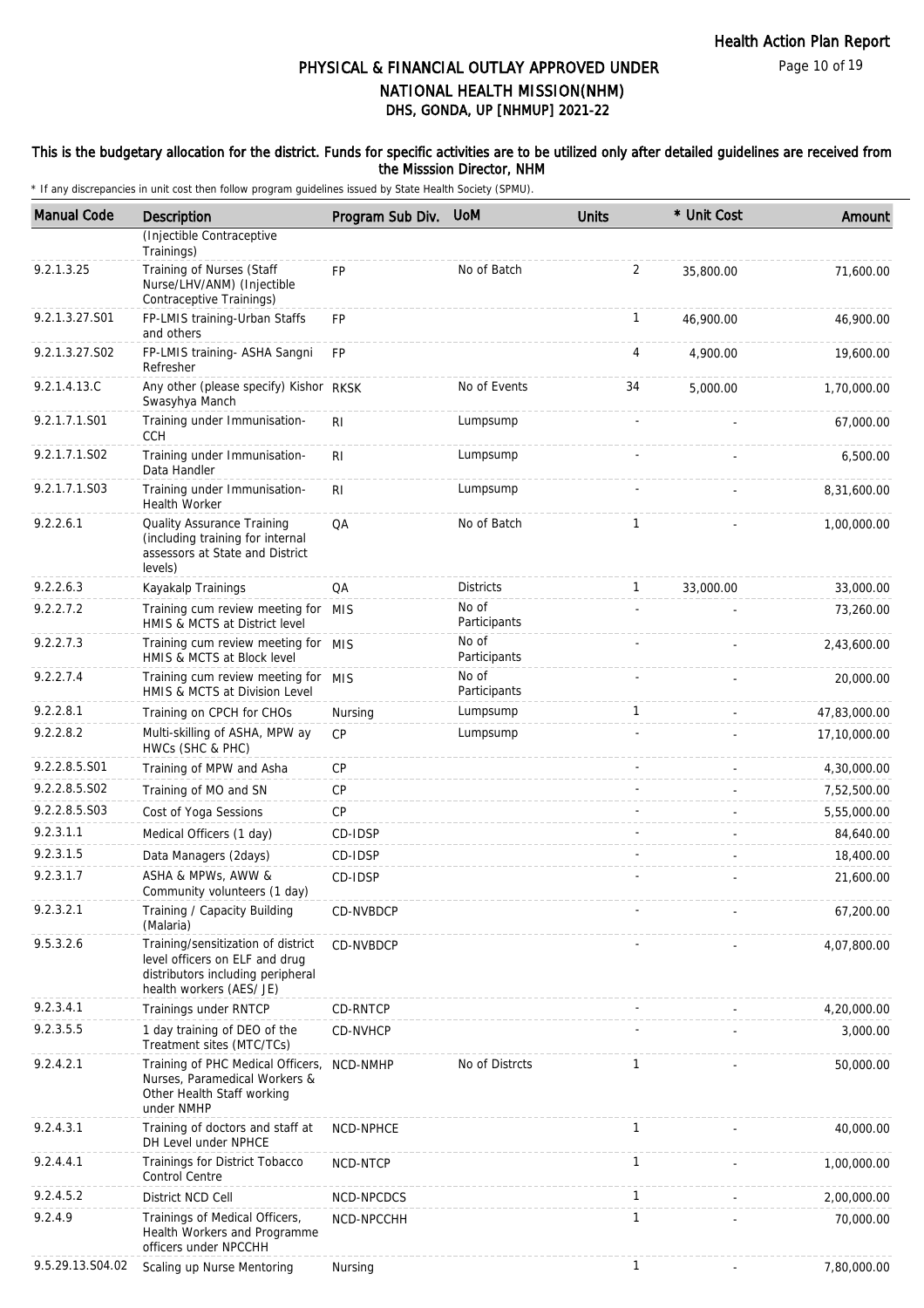Health Action Plan Report

# PHYSICAL & FINANCIAL OUTLAY APPROVED UNDER NATIONAL HEALTH MISSION(NHM)
## DHS, GONDA, UP [NHMUP] 2021-22

**This is the budgetary allocation for the district. Funds for specific activities are to be utilized only after detailed guidelines are received from the Misssion Director, NHM**

\* If any discrepancies in unit cost then follow program guidelines issued by State Health Society (SPMU).

| Manual Code | Description | Program Sub Div. | UoM | Units | * Unit Cost | Amount |
|---|---|---|---|---|---|---|
| | (Injectible Contraceptive Trainings) | | | | | |
| 9.2.1.3.25 | Training of Nurses (Staff Nurse/LHV/ANM) (Injectible Contraceptive Trainings) | FP | No of Batch | 2 | 35,800.00 | 71,600.00 |
| 9.2.1.3.27.S01 | FP-LMIS training-Urban Staffs and others | FP | | 1 | 46,900.00 | 46,900.00 |
| 9.2.1.3.27.S02 | FP-LMIS training- ASHA Sangni Refresher | FP | | 4 | 4,900.00 | 19,600.00 |
| 9.2.1.4.13.C | Any other (please specify) Kishor Swasyhya Manch | RKSK | No of Events | 34 | 5,000.00 | 1,70,000.00 |
| 9.2.1.7.1.S01 | Training under Immunisation-CCH | RI | Lumpsump | - | - | 67,000.00 |
| 9.2.1.7.1.S02 | Training under Immunisation-Data Handler | RI | Lumpsump | - | - | 6,500.00 |
| 9.2.1.7.1.S03 | Training under Immunisation-Health Worker | RI | Lumpsump | - | - | 8,31,600.00 |
| 9.2.2.6.1 | Quality Assurance Training (including training for internal assessors at State and District levels) | QA | No of Batch | 1 | - | 1,00,000.00 |
| 9.2.2.6.3 | Kayakalp Trainings | QA | Districts | 1 | 33,000.00 | 33,000.00 |
| 9.2.2.7.2 | Training cum review meeting for HMIS & MCTS at District level | MIS | No of Participants | - | - | 73,260.00 |
| 9.2.2.7.3 | Training cum review meeting for HMIS & MCTS at Block level | MIS | No of Participants | - | - | 2,43,600.00 |
| 9.2.2.7.4 | Training cum review meeting for HMIS & MCTS at Division Level | MIS | No of Participants | - | - | 20,000.00 |
| 9.2.2.8.1 | Training on CPCH for CHOs | Nursing | Lumpsump | 1 | - | 47,83,000.00 |
| 9.2.2.8.2 | Multi-skilling of ASHA, MPW ay HWCs (SHC & PHC) | CP | Lumpsump | - | - | 17,10,000.00 |
| 9.2.2.8.5.S01 | Training of MPW and Asha | CP | | - | - | 4,30,000.00 |
| 9.2.2.8.5.S02 | Training of MO and SN | CP | | - | - | 7,52,500.00 |
| 9.2.2.8.5.S03 | Cost of Yoga Sessions | CP | | - | - | 5,55,000.00 |
| 9.2.3.1.1 | Medical Officers (1 day) | CD-IDSP | | - | - | 84,640.00 |
| 9.2.3.1.5 | Data Managers (2days) | CD-IDSP | | - | - | 18,400.00 |
| 9.2.3.1.7 | ASHA & MPWs, AWW & Community volunteers (1 day) | CD-IDSP | | - | - | 21,600.00 |
| 9.2.3.2.1 | Training / Capacity Building (Malaria) | CD-NVBDCP | | - | - | 67,200.00 |
| 9.5.3.2.6 | Training/sensitization of district level officers on ELF and drug distributors including peripheral health workers (AES/ JE) | CD-NVBDCP | | - | - | 4,07,800.00 |
| 9.2.3.4.1 | Trainings under RNTCP | CD-RNTCP | | - | - | 4,20,000.00 |
| 9.2.3.5.5 | 1 day training of DEO of the Treatment sites (MTC/TCs) | CD-NVHCP | | - | - | 3,000.00 |
| 9.2.4.2.1 | Training of PHC Medical Officers, Nurses, Paramedical Workers & Other Health Staff working under NMHP | NCD-NMHP | No of Distrcts | 1 | - | 50,000.00 |
| 9.2.4.3.1 | Training of doctors and staff at DH Level under NPHCE | NCD-NPHCE | | 1 | - | 40,000.00 |
| 9.2.4.4.1 | Trainings for District Tobacco Control Centre | NCD-NTCP | | 1 | - | 1,00,000.00 |
| 9.2.4.5.2 | District NCD Cell | NCD-NPCDCS | | 1 | - | 2,00,000.00 |
| 9.2.4.9 | Trainings of Medical Officers, Health Workers and Programme officers under NPCCHH | NCD-NPCCHH | | 1 | - | 70,000.00 |
| 9.5.29.13.S04.02 | Scaling up Nurse Mentoring | Nursing | | 1 | - | 7,80,000.00 |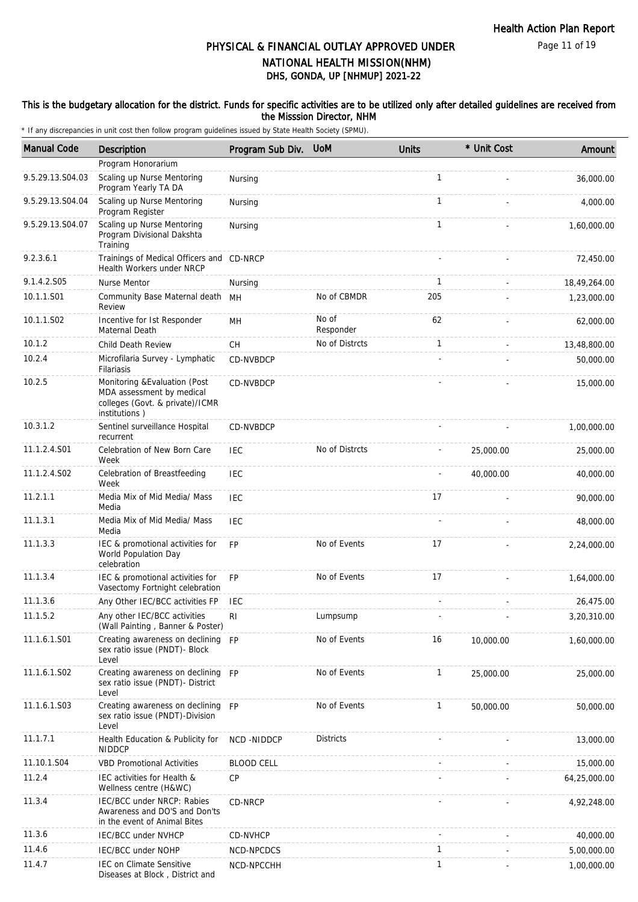# PHYSICAL & FINANCIAL OUTLAY APPROVED UNDER NATIONAL HEALTH MISSION(NHM)

## DHS, GONDA, UP [NHMUP] 2021-22

### This is the budgetary allocation for the district. Funds for specific activities are to be utilized only after detailed guidelines are received from the Misssion Director, NHM

\* If any discrepancies in unit cost then follow program guidelines issued by State Health Society (SPMU).

| Manual Code | Description | Program Sub Div. | UoM | Units | * Unit Cost | Amount |
|---|---|---|---|---|---|---|
| | Program Honorarium | | | | | |
| 9.5.29.13.S04.03 | Scaling up Nurse Mentoring Program Yearly TA DA | Nursing | | 1 | - | 36,000.00 |
| 9.5.29.13.S04.04 | Scaling up Nurse Mentoring Program Register | Nursing | | 1 | - | 4,000.00 |
| 9.5.29.13.S04.07 | Scaling up Nurse Mentoring Program Divisional Dakshta Training | Nursing | | 1 | - | 1,60,000.00 |
| 9.2.3.6.1 | Trainings of Medical Officers and Health Workers under NRCP | CD-NRCP | | - | - | 72,450.00 |
| 9.1.4.2.S05 | Nurse Mentor | Nursing | | 1 | - | 18,49,264.00 |
| 10.1.1.S01 | Community Base Maternal death Review | MH | No of CBMDR | 205 | - | 1,23,000.00 |
| 10.1.1.S02 | Incentive for Ist Responder Maternal Death | MH | No of Responder | 62 | - | 62,000.00 |
| 10.1.2 | Child Death Review | CH | No of Distrcts | 1 | - | 13,48,800.00 |
| 10.2.4 | Microfilaria Survey - Lymphatic Filariasis | CD-NVBDCP | | - | - | 50,000.00 |
| 10.2.5 | Monitoring &Evaluation (Post MDA assessment by medical colleges (Govt. & private)/ICMR institutions ) | CD-NVBDCP | | - | - | 15,000.00 |
| 10.3.1.2 | Sentinel surveillance Hospital recurrent | CD-NVBDCP | | - | - | 1,00,000.00 |
| 11.1.2.4.S01 | Celebration of New Born Care Week | IEC | No of Distrcts | - | 25,000.00 | 25,000.00 |
| 11.1.2.4.S02 | Celebration of Breastfeeding Week | IEC | | - | 40,000.00 | 40,000.00 |
| 11.2.1.1 | Media Mix of Mid Media/ Mass Media | IEC | | 17 | - | 90,000.00 |
| 11.1.3.1 | Media Mix of Mid Media/ Mass Media | IEC | | - | - | 48,000.00 |
| 11.1.3.3 | IEC & promotional activities for World Population Day celebration | FP | No of Events | 17 | - | 2,24,000.00 |
| 11.1.3.4 | IEC & promotional activities for Vasectomy Fortnight celebration | FP | No of Events | 17 | - | 1,64,000.00 |
| 11.1.3.6 | Any Other IEC/BCC activities FP | IEC | | - | - | 26,475.00 |
| 11.1.5.2 | Any other IEC/BCC activities (Wall Painting , Banner & Poster) | RI | Lumpsump | - | - | 3,20,310.00 |
| 11.1.6.1.S01 | Creating awareness on declining sex ratio issue (PNDT)- Block Level | FP | No of Events | 16 | 10,000.00 | 1,60,000.00 |
| 11.1.6.1.S02 | Creating awareness on declining sex ratio issue (PNDT)- District Level | FP | No of Events | 1 | 25,000.00 | 25,000.00 |
| 11.1.6.1.S03 | Creating awareness on declining sex ratio issue (PNDT)-Division Level | FP | No of Events | 1 | 50,000.00 | 50,000.00 |
| 11.1.7.1 | Health Education & Publicity for NIDDCP | NCD -NIDDCP | Districts | - | - | 13,000.00 |
| 11.10.1.S04 | VBD Promotional Activities | BLOOD CELL | | - | - | 15,000.00 |
| 11.2.4 | IEC activities for Health & Wellness centre (H&WC) | CP | | - | - | 64,25,000.00 |
| 11.3.4 | IEC/BCC under NRCP: Rabies Awareness and DO'S and Don'ts in the event of Animal Bites | CD-NRCP | | - | - | 4,92,248.00 |
| 11.3.6 | IEC/BCC under NVHCP | CD-NVHCP | | - | - | 40,000.00 |
| 11.4.6 | IEC/BCC under NOHP | NCD-NPCDCS | | 1 | - | 5,00,000.00 |
| 11.4.7 | IEC on Climate Sensitive Diseases at Block , District and | NCD-NPCCHH | | 1 | - | 1,00,000.00 |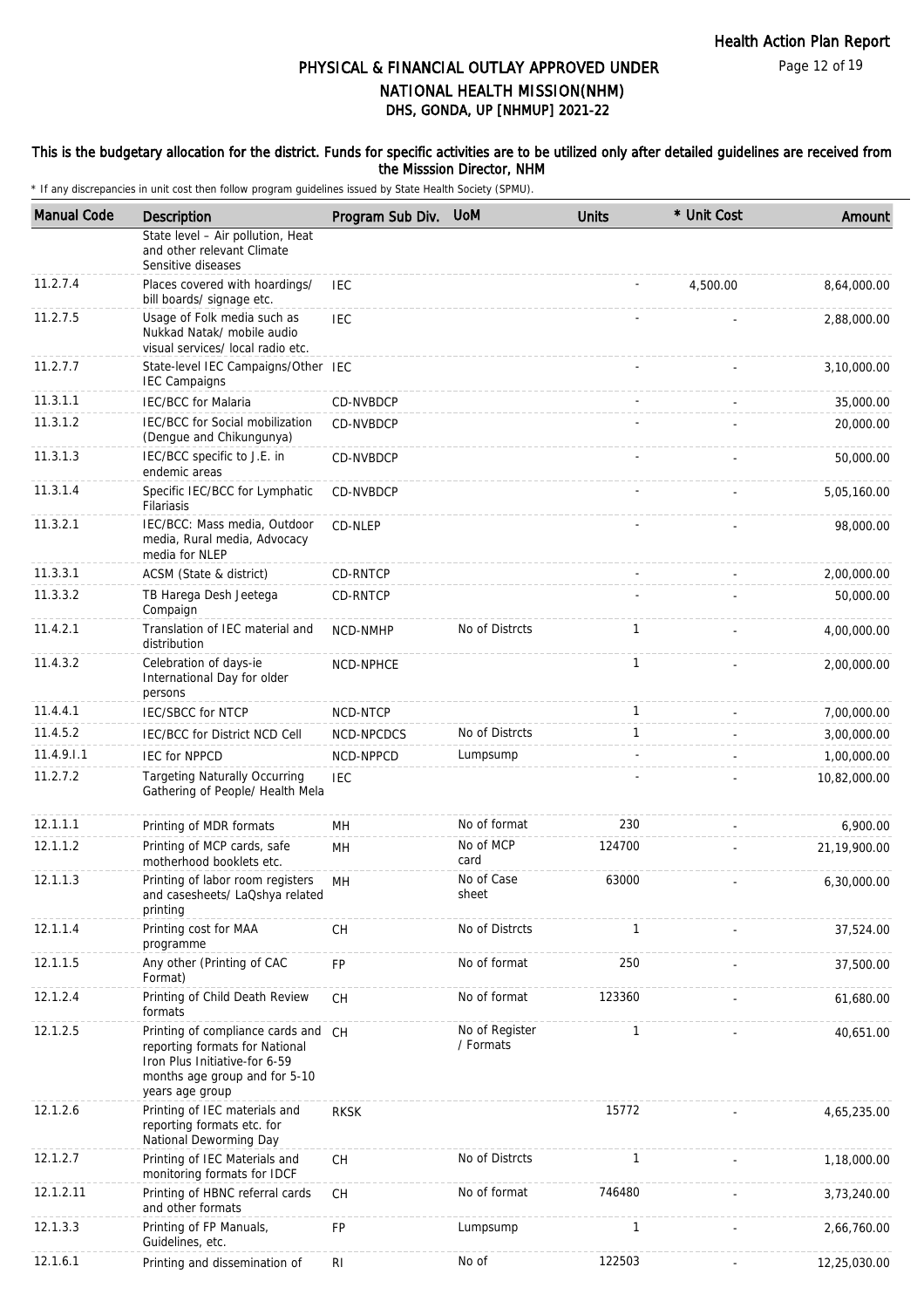## PHYSICAL & FINANCIAL OUTLAY APPROVED UNDER NATIONAL HEALTH MISSION(NHM)
## DHS, GONDA, UP [NHMUP] 2021-22

This is the budgetary allocation for the district. Funds for specific activities are to be utilized only after detailed guidelines are received from the Misssion Director, NHM

* If any discrepancies in unit cost then follow program guidelines issued by State Health Society (SPMU).

| Manual Code | Description | Program Sub Div. | UoM | Units | * Unit Cost | Amount |
|---|---|---|---|---|---|---|
| | State level – Air pollution, Heat and other relevant Climate Sensitive diseases | | | | | |
| 11.2.7.4 | Places covered with hoardings/ bill boards/ signage etc. | IEC | | - | 4,500.00 | 8,64,000.00 |
| 11.2.7.5 | Usage of Folk media such as Nukkad Natak/ mobile audio visual services/ local radio etc. | IEC | | - | - | 2,88,000.00 |
| 11.2.7.7 | State-level IEC Campaigns/Other IEC Campaigns | IEC | | - | - | 3,10,000.00 |
| 11.3.1.1 | IEC/BCC for Malaria | CD-NVBDCP | | - | - | 35,000.00 |
| 11.3.1.2 | IEC/BCC for Social mobilization (Dengue and Chikungunya) | CD-NVBDCP | | - | - | 20,000.00 |
| 11.3.1.3 | IEC/BCC specific to J.E. in endemic areas | CD-NVBDCP | | - | - | 50,000.00 |
| 11.3.1.4 | Specific IEC/BCC for Lymphatic Filariasis | CD-NVBDCP | | - | - | 5,05,160.00 |
| 11.3.2.1 | IEC/BCC: Mass media, Outdoor media, Rural media, Advocacy media for NLEP | CD-NLEP | | - | - | 98,000.00 |
| 11.3.3.1 | ACSM (State & district) | CD-RNTCP | | - | - | 2,00,000.00 |
| 11.3.3.2 | TB Harega Desh Jeetega Compaign | CD-RNTCP | | - | - | 50,000.00 |
| 11.4.2.1 | Translation of IEC material and distribution | NCD-NMHP | No of Distrcts | 1 | - | 4,00,000.00 |
| 11.4.3.2 | Celebration of days-ie International Day for older persons | NCD-NPHCE | | 1 | - | 2,00,000.00 |
| 11.4.4.1 | IEC/SBCC for NTCP | NCD-NTCP | | 1 | - | 7,00,000.00 |
| 11.4.5.2 | IEC/BCC for District NCD Cell | NCD-NPCDCS | No of Distrcts | 1 | - | 3,00,000.00 |
| 11.4.9.I.1 | IEC for NPPCD | NCD-NPPCD | Lumpsump | - | - | 1,00,000.00 |
| 11.2.7.2 | Targeting Naturally Occurring Gathering of People/ Health Mela | IEC | | - | - | 10,82,000.00 |
| 12.1.1.1 | Printing of MDR formats | MH | No of format | 230 | - | 6,900.00 |
| 12.1.1.2 | Printing of MCP cards, safe motherhood booklets etc. | MH | No of MCP card | 124700 | - | 21,19,900.00 |
| 12.1.1.3 | Printing of labor room registers and casesheets/ LaQshya related printing | MH | No of Case sheet | 63000 | - | 6,30,000.00 |
| 12.1.1.4 | Printing cost for MAA programme | CH | No of Distrcts | 1 | - | 37,524.00 |
| 12.1.1.5 | Any other (Printing of CAC Format) | FP | No of format | 250 | - | 37,500.00 |
| 12.1.2.4 | Printing of Child Death Review formats | CH | No of format | 123360 | - | 61,680.00 |
| 12.1.2.5 | Printing of compliance cards and reporting formats for National Iron Plus Initiative-for 6-59 months age group and for 5-10 years age group | CH | No of Register / Formats | 1 | - | 40,651.00 |
| 12.1.2.6 | Printing of IEC materials and reporting formats etc. for National Deworming Day | RKSK | | 15772 | - | 4,65,235.00 |
| 12.1.2.7 | Printing of IEC Materials and monitoring formats for IDCF | CH | No of Distrcts | 1 | - | 1,18,000.00 |
| 12.1.2.11 | Printing of HBNC referral cards and other formats | CH | No of format | 746480 | - | 3,73,240.00 |
| 12.1.3.3 | Printing of FP Manuals, Guidelines, etc. | FP | Lumpsump | 1 | - | 2,66,760.00 |
| 12.1.6.1 | Printing and dissemination of | RI | No of | 122503 | - | 12,25,030.00 |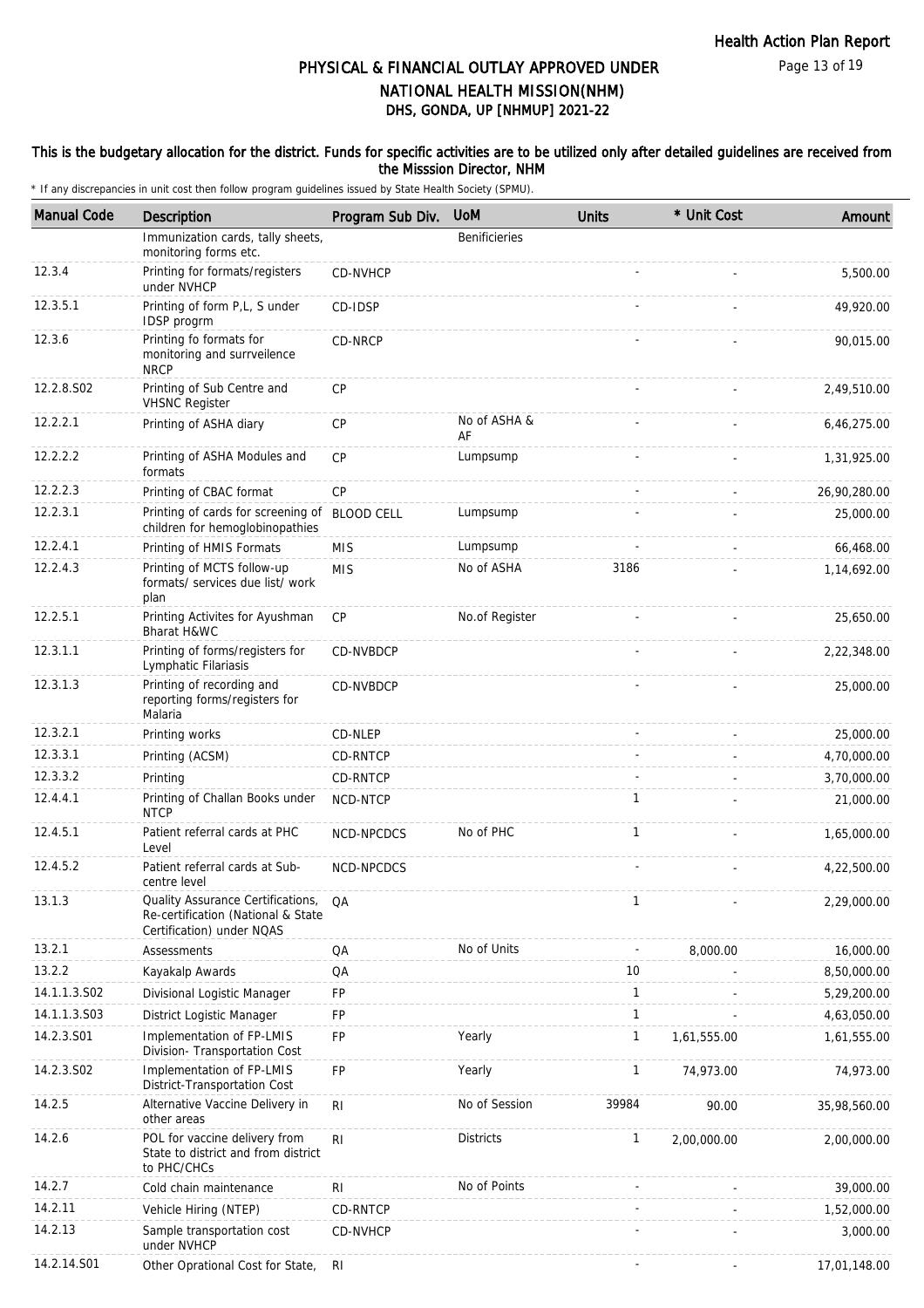## PHYSICAL & FINANCIAL OUTLAY APPROVED UNDER NATIONAL HEALTH MISSION(NHM)
## DHS, GONDA, UP [NHMUP] 2021-22

### This is the budgetary allocation for the district. Funds for specific activities are to be utilized only after detailed guidelines are received from the Misssion Director, NHM

\* If any discrepancies in unit cost then follow program guidelines issued by State Health Society (SPMU).

| Manual Code | Description | Program Sub Div. | UoM | Units | * Unit Cost | Amount |
|---|---|---|---|---|---|---|
| | Immunization cards, tally sheets, monitoring forms etc. | | Benificieries | | | |
| 12.3.4 | Printing for formats/registers under NVHCP | CD-NVHCP | | - | - | 5,500.00 |
| 12.3.5.1 | Printing of form P,L, S under IDSP progrm | CD-IDSP | | - | - | 49,920.00 |
| 12.3.6 | Printing fo formats for monitoring and surrveilence NRCP | CD-NRCP | | - | - | 90,015.00 |
| 12.2.8.S02 | Printing of Sub Centre and VHSNC Register | CP | | - | - | 2,49,510.00 |
| 12.2.2.1 | Printing of ASHA diary | CP | No of ASHA & AF | - | - | 6,46,275.00 |
| 12.2.2.2 | Printing of ASHA Modules and formats | CP | Lumpsump | - | - | 1,31,925.00 |
| 12.2.2.3 | Printing of CBAC format | CP | | - | - | 26,90,280.00 |
| 12.2.3.1 | Printing of cards for screening of children for hemoglobinopathies | BLOOD CELL | Lumpsump | - | - | 25,000.00 |
| 12.2.4.1 | Printing of HMIS Formats | MIS | Lumpsump | - | - | 66,468.00 |
| 12.2.4.3 | Printing of MCTS follow-up formats/ services due list/ work plan | MIS | No of ASHA | 3186 | - | 1,14,692.00 |
| 12.2.5.1 | Printing Activites for Ayushman Bharat H&WC | CP | No.of Register | - | - | 25,650.00 |
| 12.3.1.1 | Printing of forms/registers for Lymphatic Filariasis | CD-NVBDCP | | - | - | 2,22,348.00 |
| 12.3.1.3 | Printing of recording and reporting forms/registers for Malaria | CD-NVBDCP | | - | - | 25,000.00 |
| 12.3.2.1 | Printing works | CD-NLEP | | - | - | 25,000.00 |
| 12.3.3.1 | Printing (ACSM) | CD-RNTCP | | - | - | 4,70,000.00 |
| 12.3.3.2 | Printing | CD-RNTCP | | - | - | 3,70,000.00 |
| 12.4.4.1 | Printing of Challan Books under NTCP | NCD-NTCP | | 1 | - | 21,000.00 |
| 12.4.5.1 | Patient referral cards at PHC Level | NCD-NPCDCS | No of PHC | 1 | - | 1,65,000.00 |
| 12.4.5.2 | Patient referral cards at Sub-centre level | NCD-NPCDCS | | - | - | 4,22,500.00 |
| 13.1.3 | Quality Assurance Certifications, Re-certification (National & State Certification) under NQAS | QA | | 1 | - | 2,29,000.00 |
| 13.2.1 | Assessments | QA | No of Units | - | 8,000.00 | 16,000.00 |
| 13.2.2 | Kayakalp Awards | QA | | 10 | - | 8,50,000.00 |
| 14.1.1.3.S02 | Divisional Logistic Manager | FP | | 1 | - | 5,29,200.00 |
| 14.1.1.3.S03 | District Logistic Manager | FP | | 1 | - | 4,63,050.00 |
| 14.2.3.S01 | Implementation of FP-LMIS Division- Transportation Cost | FP | Yearly | 1 | 1,61,555.00 | 1,61,555.00 |
| 14.2.3.S02 | Implementation of FP-LMIS District-Transportation Cost | FP | Yearly | 1 | 74,973.00 | 74,973.00 |
| 14.2.5 | Alternative Vaccine Delivery in other areas | RI | No of Session | 39984 | 90.00 | 35,98,560.00 |
| 14.2.6 | POL for vaccine delivery from State to district and from district to PHC/CHCs | RI | Districts | 1 | 2,00,000.00 | 2,00,000.00 |
| 14.2.7 | Cold chain maintenance | RI | No of Points | - | - | 39,000.00 |
| 14.2.11 | Vehicle Hiring (NTEP) | CD-RNTCP | | - | - | 1,52,000.00 |
| 14.2.13 | Sample transportation cost under NVHCP | CD-NVHCP | | - | - | 3,000.00 |
| 14.2.14.S01 | Other Oprational Cost for State, | RI | | - | - | 17,01,148.00 |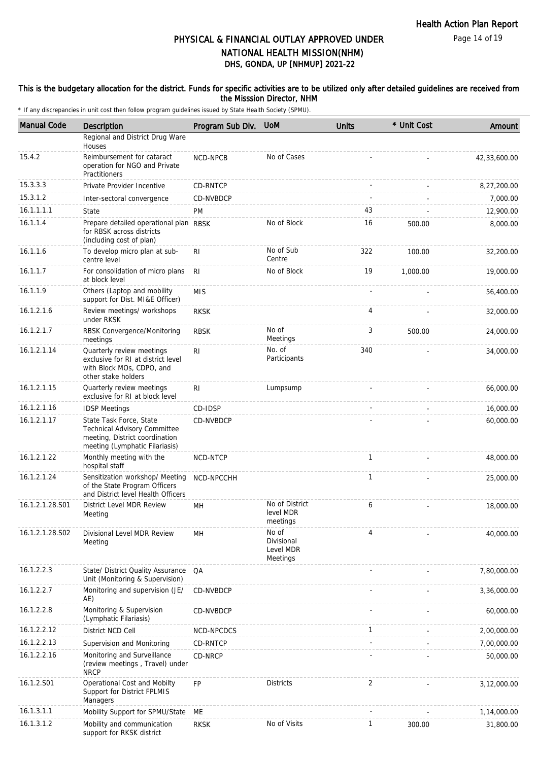# PHYSICAL & FINANCIAL OUTLAY APPROVED UNDER NATIONAL HEALTH MISSION(NHM)

## DHS, GONDA, UP [NHMUP] 2021-22

**This is the budgetary allocation for the district. Funds for specific activities are to be utilized only after detailed guidelines are received from the Misssion Director, NHM**

\* If any discrepancies in unit cost then follow program guidelines issued by State Health Society (SPMU).

| Manual Code | Description | Program Sub Div. | UoM | Units | * Unit Cost | Amount |
|---|---|---|---|---|---|---|
| | Regional and District Drug Ware Houses | | | | | |
| 15.4.2 | Reimbursement for cataract operation for NGO and Private Practitioners | NCD-NPCB | No of Cases | - | - | 42,33,600.00 |
| 15.3.3.3 | Private Provider Incentive | CD-RNTCP | | - | - | 8,27,200.00 |
| 15.3.1.2 | Inter-sectoral convergence | CD-NVBDCP | | - | - | 7,000.00 |
| 16.1.1.1.1 | State | PM | | 43 | - | 12,900.00 |
| 16.1.1.4 | Prepare detailed operational plan for RBSK across districts (including cost of plan) | RBSK | No of Block | 16 | 500.00 | 8,000.00 |
| 16.1.1.6 | To develop micro plan at sub-centre level | RI | No of Sub Centre | 322 | 100.00 | 32,200.00 |
| 16.1.1.7 | For consolidation of micro plans at block level | RI | No of Block | 19 | 1,000.00 | 19,000.00 |
| 16.1.1.9 | Others (Laptop and mobility support for Dist. MI&E Officer) | MIS | | - | - | 56,400.00 |
| 16.1.2.1.6 | Review meetings/ workshops under RKSK | RKSK | | 4 | - | 32,000.00 |
| 16.1.2.1.7 | RBSK Convergence/Monitoring meetings | RBSK | No of Meetings | 3 | 500.00 | 24,000.00 |
| 16.1.2.1.14 | Quarterly review meetings exclusive for RI at district level with Block MOs, CDPO, and other stake holders | RI | No. of Participants | 340 | - | 34,000.00 |
| 16.1.2.1.15 | Quarterly review meetings exclusive for RI at block level | RI | Lumpsump | - | - | 66,000.00 |
| 16.1.2.1.16 | IDSP Meetings | CD-IDSP | | - | - | 16,000.00 |
| 16.1.2.1.17 | State Task Force, State Technical Advisory Committee meeting, District coordination meeting (Lymphatic Filariasis) | CD-NVBDCP | | - | - | 60,000.00 |
| 16.1.2.1.22 | Monthly meeting with the hospital staff | NCD-NTCP | | 1 | - | 48,000.00 |
| 16.1.2.1.24 | Sensitization workshop/ Meeting of the State Program Officers and District level Health Officers | NCD-NPCCHH | | 1 | - | 25,000.00 |
| 16.1.2.1.28.S01 | District Level MDR Review Meeting | MH | No of District level MDR meetings | 6 | - | 18,000.00 |
| 16.1.2.1.28.S02 | Divisional Level MDR Review Meeting | MH | No of Divisional Level MDR Meetings | 4 | - | 40,000.00 |
| 16.1.2.2.3 | State/ District Quality Assurance Unit (Monitoring & Supervision) | QA | | - | - | 7,80,000.00 |
| 16.1.2.2.7 | Monitoring and supervision (JE/ AE) | CD-NVBDCP | | - | - | 3,36,000.00 |
| 16.1.2.2.8 | Monitoring & Supervision (Lymphatic Filariasis) | CD-NVBDCP | | - | - | 60,000.00 |
| 16.1.2.2.12 | District NCD Cell | NCD-NPCDCS | | 1 | - | 2,00,000.00 |
| 16.1.2.2.13 | Supervision and Monitoring | CD-RNTCP | | - | - | 7,00,000.00 |
| 16.1.2.2.16 | Monitoring and Surveillance (review meetings , Travel) under NRCP | CD-NRCP | | - | - | 50,000.00 |
| 16.1.2.S01 | Operational Cost and Mobilty Support for District FPLMIS Managers | FP | Districts | 2 | - | 3,12,000.00 |
| 16.1.3.1.1 | Mobility Support for SPMU/State | ME | | - | - | 1,14,000.00 |
| 16.1.3.1.2 | Mobility and communication support for RKSK district | RKSK | No of Visits | 1 | 300.00 | 31,800.00 |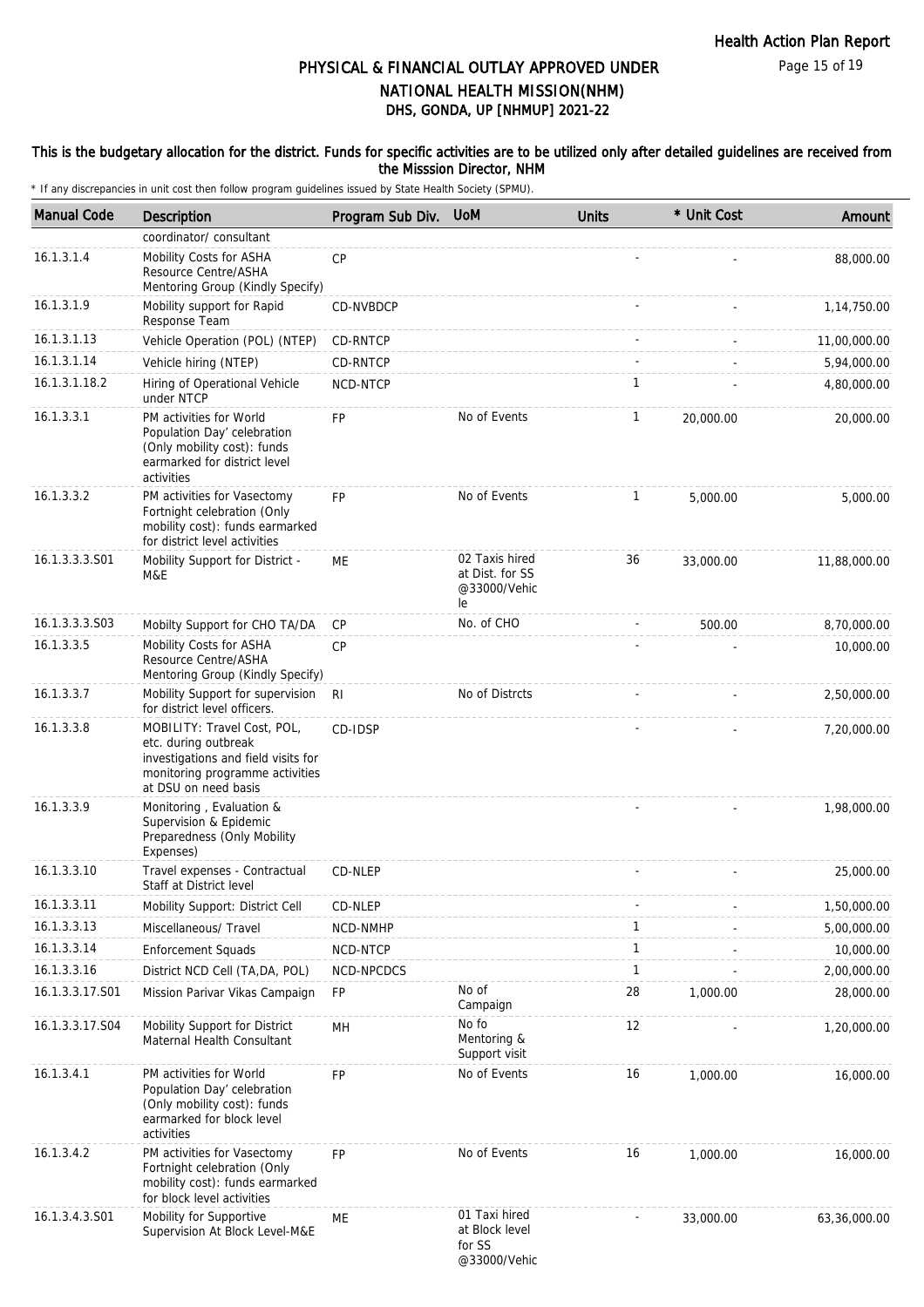# PHYSICAL & FINANCIAL OUTLAY APPROVED UNDER NATIONAL HEALTH MISSION(NHM)
## DHS, GONDA, UP [NHMUP] 2021-22

This is the budgetary allocation for the district. Funds for specific activities are to be utilized only after detailed guidelines are received from the Misssion Director, NHM

\* If any discrepancies in unit cost then follow program guidelines issued by State Health Society (SPMU).

| Manual Code | Description | Program Sub Div. | UoM | Units | * Unit Cost | Amount |
|---|---|---|---|---|---|---|
| | coordinator/ consultant | | | | | |
| 16.1.3.1.4 | Mobility Costs for ASHA Resource Centre/ASHA Mentoring Group (Kindly Specify) | CP | | - | - | 88,000.00 |
| 16.1.3.1.9 | Mobility support for Rapid Response Team | CD-NVBDCP | | - | - | 1,14,750.00 |
| 16.1.3.1.13 | Vehicle Operation (POL) (NTEP) | CD-RNTCP | | - | - | 11,00,000.00 |
| 16.1.3.1.14 | Vehicle hiring (NTEP) | CD-RNTCP | | - | - | 5,94,000.00 |
| 16.1.3.1.18.2 | Hiring of Operational Vehicle under NTCP | NCD-NTCP | | 1 | - | 4,80,000.00 |
| 16.1.3.3.1 | PM activities for World Population Day' celebration (Only mobility cost): funds earmarked for district level activities | FP | No of Events | 1 | 20,000.00 | 20,000.00 |
| 16.1.3.3.2 | PM activities for Vasectomy Fortnight celebration (Only mobility cost): funds earmarked for district level activities | FP | No of Events | 1 | 5,000.00 | 5,000.00 |
| 16.1.3.3.3.S01 | Mobility Support for District - M&E | ME | 02 Taxis hired at Dist. for SS @33000/Vehicle | 36 | 33,000.00 | 11,88,000.00 |
| 16.1.3.3.3.S03 | Mobilty Support for CHO TA/DA | CP | No. of CHO | - | 500.00 | 8,70,000.00 |
| 16.1.3.3.5 | Mobility Costs for ASHA Resource Centre/ASHA Mentoring Group (Kindly Specify) | CP | | - | - | 10,000.00 |
| 16.1.3.3.7 | Mobility Support for supervision for district level officers. | RI | No of Distrcts | - | - | 2,50,000.00 |
| 16.1.3.3.8 | MOBILITY: Travel Cost, POL, etc. during outbreak investigations and field visits for monitoring programme activities at DSU on need basis | CD-IDSP | | - | - | 7,20,000.00 |
| 16.1.3.3.9 | Monitoring , Evaluation & Supervision & Epidemic Preparedness (Only Mobility Expenses) | | | - | - | 1,98,000.00 |
| 16.1.3.3.10 | Travel expenses - Contractual Staff at District level | CD-NLEP | | - | - | 25,000.00 |
| 16.1.3.3.11 | Mobility Support: District Cell | CD-NLEP | | - | - | 1,50,000.00 |
| 16.1.3.3.13 | Miscellaneous/ Travel | NCD-NMHP | | 1 | - | 5,00,000.00 |
| 16.1.3.3.14 | Enforcement Squads | NCD-NTCP | | 1 | - | 10,000.00 |
| 16.1.3.3.16 | District NCD Cell (TA,DA, POL) | NCD-NPCDCS | | 1 | - | 2,00,000.00 |
| 16.1.3.3.17.S01 | Mission Parivar Vikas Campaign | FP | No of Campaign | 28 | 1,000.00 | 28,000.00 |
| 16.1.3.3.17.S04 | Mobility Support for District Maternal Health Consultant | MH | No fo Mentoring & Support visit | 12 | - | 1,20,000.00 |
| 16.1.3.4.1 | PM activities for World Population Day' celebration (Only mobility cost): funds earmarked for block level activities | FP | No of Events | 16 | 1,000.00 | 16,000.00 |
| 16.1.3.4.2 | PM activities for Vasectomy Fortnight celebration (Only mobility cost): funds earmarked for block level activities | FP | No of Events | 16 | 1,000.00 | 16,000.00 |
| 16.1.3.4.3.S01 | Mobility for Supportive Supervision At Block Level-M&E | ME | 01 Taxi hired at Block level for SS @33000/Vehic | - | 33,000.00 | 63,36,000.00 |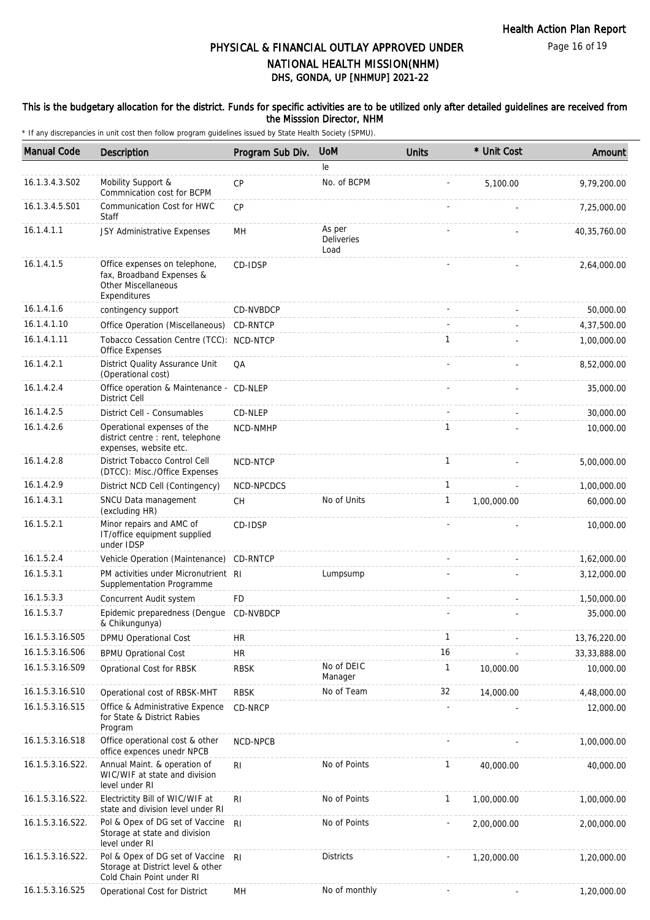# PHYSICAL & FINANCIAL OUTLAY APPROVED UNDER NATIONAL HEALTH MISSION(NHM)

## DHS, GONDA, UP [NHMUP] 2021-22

**This is the budgetary allocation for the district. Funds for specific activities are to be utilized only after detailed guidelines are received from the Misssion Director, NHM**

\* If any discrepancies in unit cost then follow program guidelines issued by State Health Society (SPMU).

| Manual Code | Description | Program Sub Div. | UoM | Units | * Unit Cost | Amount |
|---|---|---|---|---|---|---|
| | | | le | | | |
| 16.1.3.4.3.S02 | Mobility Support & Commnication cost for BCPM | CP | No. of BCPM | - | 5,100.00 | 9,79,200.00 |
| 16.1.3.4.5.S01 | Communication Cost for HWC Staff | CP | | - | - | 7,25,000.00 |
| 16.1.4.1.1 | JSY Administrative Expenses | MH | As per Deliveries Load | - | - | 40,35,760.00 |
| 16.1.4.1.5 | Office expenses on telephone, fax, Broadband Expenses & Other Miscellaneous Expenditures | CD-IDSP | | - | - | 2,64,000.00 |
| 16.1.4.1.6 | contingency support | CD-NVBDCP | | - | - | 50,000.00 |
| 16.1.4.1.10 | Office Operation (Miscellaneous) | CD-RNTCP | | - | - | 4,37,500.00 |
| 16.1.4.1.11 | Tobacco Cessation Centre (TCC): Office Expenses | NCD-NTCP | | 1 | - | 1,00,000.00 |
| 16.1.4.2.1 | District Quality Assurance Unit (Operational cost) | QA | | - | - | 8,52,000.00 |
| 16.1.4.2.4 | Office operation & Maintenance - District Cell | CD-NLEP | | - | - | 35,000.00 |
| 16.1.4.2.5 | District Cell - Consumables | CD-NLEP | | - | - | 30,000.00 |
| 16.1.4.2.6 | Operational expenses of the district centre : rent, telephone expenses, website etc. | NCD-NMHP | | 1 | - | 10,000.00 |
| 16.1.4.2.8 | District Tobacco Control Cell (DTCC): Misc./Office Expenses | NCD-NTCP | | 1 | - | 5,00,000.00 |
| 16.1.4.2.9 | District NCD Cell (Contingency) | NCD-NPCDCS | | 1 | - | 1,00,000.00 |
| 16.1.4.3.1 | SNCU Data management (excluding HR) | CH | No of Units | 1 | 1,00,000.00 | 60,000.00 |
| 16.1.5.2.1 | Minor repairs and AMC of IT/office equipment supplied under IDSP | CD-IDSP | | - | - | 10,000.00 |
| 16.1.5.2.4 | Vehicle Operation (Maintenance) | CD-RNTCP | | - | - | 1,62,000.00 |
| 16.1.5.3.1 | PM activities under Micronutrient Supplementation Programme | RI | Lumpsump | - | - | 3,12,000.00 |
| 16.1.5.3.3 | Concurrent Audit system | FD | | - | - | 1,50,000.00 |
| 16.1.5.3.7 | Epidemic preparedness (Dengue & Chikungunya) | CD-NVBDCP | | - | - | 35,000.00 |
| 16.1.5.3.16.S05 | DPMU Operational Cost | HR | | 1 | - | 13,76,220.00 |
| 16.1.5.3.16.S06 | BPMU Oprational Cost | HR | | 16 | - | 33,33,888.00 |
| 16.1.5.3.16.S09 | Oprational Cost for RBSK | RBSK | No of DEIC Manager | 1 | 10,000.00 | 10,000.00 |
| 16.1.5.3.16.S10 | Operational cost of RBSK-MHT | RBSK | No of Team | 32 | 14,000.00 | 4,48,000.00 |
| 16.1.5.3.16.S15 | Office & Administrative Expence for State & District Rabies Program | CD-NRCP | | - | - | 12,000.00 |
| 16.1.5.3.16.S18 | Office operational cost & other office expences unedr NPCB | NCD-NPCB | | - | - | 1,00,000.00 |
| 16.1.5.3.16.S22. | Annual Maint. & operation of WIC/WIF at state and division level under RI | RI | No of Points | 1 | 40,000.00 | 40,000.00 |
| 16.1.5.3.16.S22. | Electrictity Bill of WIC/WIF at state and division level under RI | RI | No of Points | 1 | 1,00,000.00 | 1,00,000.00 |
| 16.1.5.3.16.S22. | Pol & Opex of DG set of Vaccine Storage at state and division level under RI | RI | No of Points | - | 2,00,000.00 | 2,00,000.00 |
| 16.1.5.3.16.S22. | Pol & Opex of DG set of Vaccine Storage at District level & other Cold Chain Point under RI | RI | Districts | - | 1,20,000.00 | 1,20,000.00 |
| 16.1.5.3.16.S25 | Operational Cost for District | MH | No of monthly | - | - | 1,20,000.00 |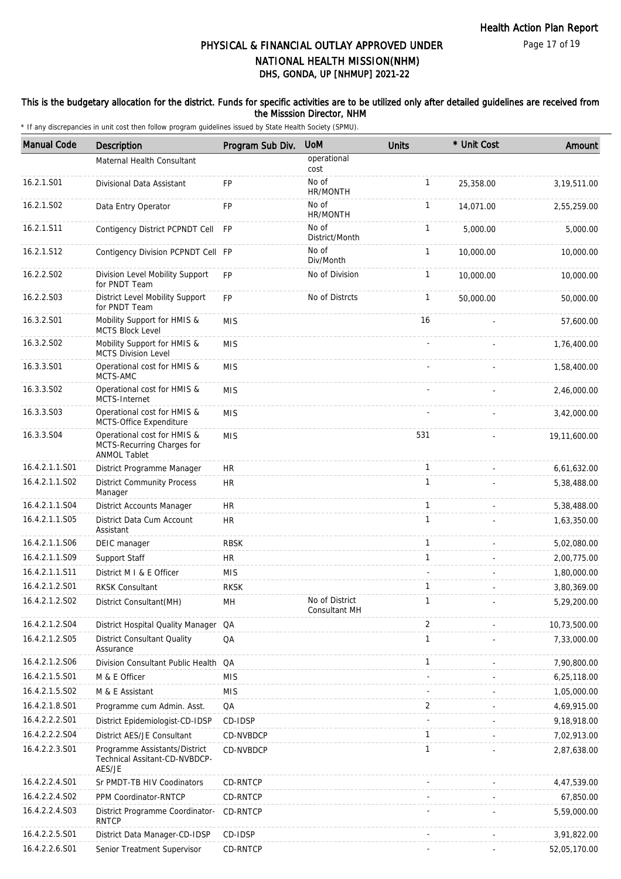# PHYSICAL & FINANCIAL OUTLAY APPROVED UNDER NATIONAL HEALTH MISSION(NHM)

## DHS, GONDA, UP [NHMUP] 2021-22

### This is the budgetary allocation for the district. Funds for specific activities are to be utilized only after detailed guidelines are received from the Misssion Director, NHM

\* If any discrepancies in unit cost then follow program guidelines issued by State Health Society (SPMU).

| Manual Code | Description | Program Sub Div. | UoM | Units | * Unit Cost | Amount |
|---|---|---|---|---|---|---|
| | Maternal Health Consultant | | operational cost | | | |
| 16.2.1.S01 | Divisional Data Assistant | FP | No of HR/MONTH | 1 | 25,358.00 | 3,19,511.00 |
| 16.2.1.S02 | Data Entry Operator | FP | No of HR/MONTH | 1 | 14,071.00 | 2,55,259.00 |
| 16.2.1.S11 | Contigency District PCPNDT Cell | FP | No of District/Month | 1 | 5,000.00 | 5,000.00 |
| 16.2.1.S12 | Contigency Division PCPNDT Cell | FP | No of Div/Month | 1 | 10,000.00 | 10,000.00 |
| 16.2.2.S02 | Division Level Mobility Support for PNDT Team | FP | No of Division | 1 | 10,000.00 | 10,000.00 |
| 16.2.2.S03 | District Level Mobility Support for PNDT Team | FP | No of Distrcts | 1 | 50,000.00 | 50,000.00 |
| 16.3.2.S01 | Mobility Support for HMIS & MCTS Block Level | MIS | | 16 | - | 57,600.00 |
| 16.3.2.S02 | Mobility Support for HMIS & MCTS Division Level | MIS | | - | - | 1,76,400.00 |
| 16.3.3.S01 | Operational cost for HMIS & MCTS-AMC | MIS | | - | - | 1,58,400.00 |
| 16.3.3.S02 | Operational cost for HMIS & MCTS-Internet | MIS | | - | - | 2,46,000.00 |
| 16.3.3.S03 | Operational cost for HMIS & MCTS-Office Expenditure | MIS | | - | - | 3,42,000.00 |
| 16.3.3.S04 | Operational cost for HMIS & MCTS-Recurring Charges for ANMOL Tablet | MIS | | 531 | - | 19,11,600.00 |
| 16.4.2.1.1.S01 | District Programme Manager | HR | | 1 | - | 6,61,632.00 |
| 16.4.2.1.1.S02 | District Community Process Manager | HR | | 1 | - | 5,38,488.00 |
| 16.4.2.1.1.S04 | District Accounts Manager | HR | | 1 | - | 5,38,488.00 |
| 16.4.2.1.1.S05 | District Data Cum Account Assistant | HR | | 1 | - | 1,63,350.00 |
| 16.4.2.1.1.S06 | DEIC manager | RBSK | | 1 | - | 5,02,080.00 |
| 16.4.2.1.1.S09 | Support Staff | HR | | 1 | - | 2,00,775.00 |
| 16.4.2.1.1.S11 | District M I & E Officer | MIS | | - | - | 1,80,000.00 |
| 16.4.2.1.2.S01 | RKSK Consultant | RKSK | | 1 | - | 3,80,369.00 |
| 16.4.2.1.2.S02 | District Consultant(MH) | MH | No of District Consultant MH | 1 | - | 5,29,200.00 |
| 16.4.2.1.2.S04 | District Hospital Quality Manager | QA | | 2 | - | 10,73,500.00 |
| 16.4.2.1.2.S05 | District Consultant Quality Assurance | QA | | 1 | - | 7,33,000.00 |
| 16.4.2.1.2.S06 | Division Consultant Public Health | QA | | 1 | - | 7,90,800.00 |
| 16.4.2.1.5.S01 | M & E Officer | MIS | | - | - | 6,25,118.00 |
| 16.4.2.1.5.S02 | M & E Assistant | MIS | | - | - | 1,05,000.00 |
| 16.4.2.1.8.S01 | Programme cum Admin. Asst. | QA | | 2 | - | 4,69,915.00 |
| 16.4.2.2.2.S01 | District Epidemiologist-CD-IDSP | CD-IDSP | | - | - | 9,18,918.00 |
| 16.4.2.2.2.S04 | District AES/JE Consultant | CD-NVBDCP | | 1 | - | 7,02,913.00 |
| 16.4.2.2.3.S01 | Programme Assistants/District Technical Assitant-CD-NVBDCP-AES/JE | CD-NVBDCP | | 1 | - | 2,87,638.00 |
| 16.4.2.2.4.S01 | Sr PMDT-TB HIV Coodinators | CD-RNTCP | | - | - | 4,47,539.00 |
| 16.4.2.2.4.S02 | PPM Coordinator-RNTCP | CD-RNTCP | | - | - | 67,850.00 |
| 16.4.2.2.4.S03 | District Programme Coordinator-RNTCP | CD-RNTCP | | - | - | 5,59,000.00 |
| 16.4.2.2.5.S01 | District Data Manager-CD-IDSP | CD-IDSP | | - | - | 3,91,822.00 |
| 16.4.2.2.6.S01 | Senior Treatment Supervisor | CD-RNTCP | | - | - | 52,05,170.00 |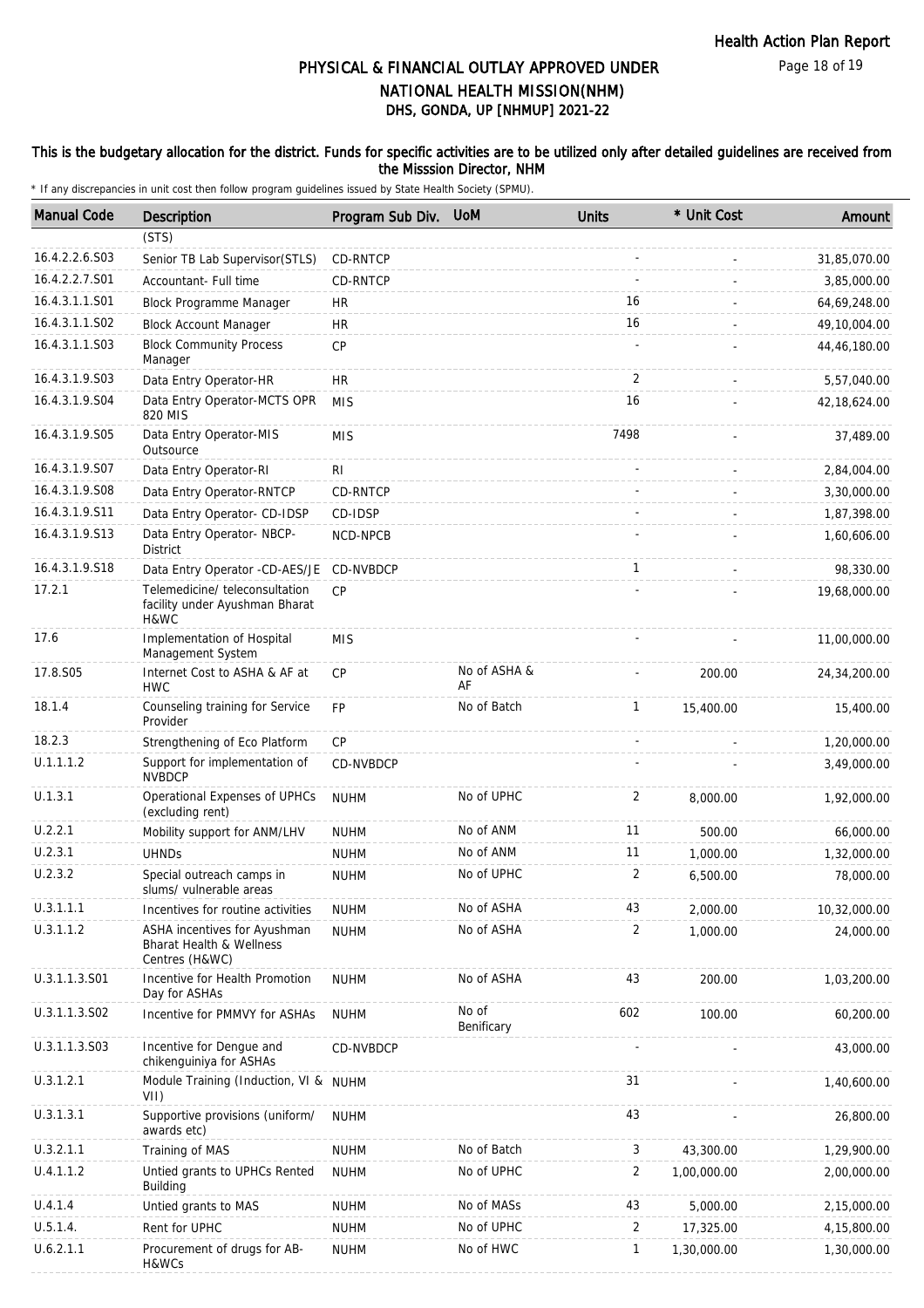Health Action Plan Report

# PHYSICAL & FINANCIAL OUTLAY APPROVED UNDER NATIONAL HEALTH MISSION(NHM)
## DHS, GONDA, UP [NHMUP] 2021-22

**This is the budgetary allocation for the district. Funds for specific activities are to be utilized only after detailed guidelines are received from the Misssion Director, NHM**

* If any discrepancies in unit cost then follow program guidelines issued by State Health Society (SPMU).

| Manual Code | Description | Program Sub Div. | UoM | Units | * Unit Cost | Amount |
|---|---|---|---|---|---|---|
| | (STS) | | | | | |
| 16.4.2.2.6.S03 | Senior TB Lab Supervisor(STLS) | CD-RNTCP | | - | - | 31,85,070.00 |
| 16.4.2.2.7.S01 | Accountant- Full time | CD-RNTCP | | - | - | 3,85,000.00 |
| 16.4.3.1.1.S01 | Block Programme Manager | HR | | 16 | - | 64,69,248.00 |
| 16.4.3.1.1.S02 | Block Account Manager | HR | | 16 | - | 49,10,004.00 |
| 16.4.3.1.1.S03 | Block Community Process Manager | CP | | - | - | 44,46,180.00 |
| 16.4.3.1.9.S03 | Data Entry Operator-HR | HR | | 2 | - | 5,57,040.00 |
| 16.4.3.1.9.S04 | Data Entry Operator-MCTS OPR 820 MIS | MIS | | 16 | - | 42,18,624.00 |
| 16.4.3.1.9.S05 | Data Entry Operator-MIS Outsource | MIS | | 7498 | - | 37,489.00 |
| 16.4.3.1.9.S07 | Data Entry Operator-RI | RI | | - | - | 2,84,004.00 |
| 16.4.3.1.9.S08 | Data Entry Operator-RNTCP | CD-RNTCP | | - | - | 3,30,000.00 |
| 16.4.3.1.9.S11 | Data Entry Operator- CD-IDSP | CD-IDSP | | - | - | 1,87,398.00 |
| 16.4.3.1.9.S13 | Data Entry Operator- NBCP-District | NCD-NPCB | | - | - | 1,60,606.00 |
| 16.4.3.1.9.S18 | Data Entry Operator -CD-AES/JE | CD-NVBDCP | | 1 | - | 98,330.00 |
| 17.2.1 | Telemedicine/ teleconsultation facility under Ayushman Bharat H&WC | CP | | - | - | 19,68,000.00 |
| 17.6 | Implementation of Hospital Management System | MIS | | - | - | 11,00,000.00 |
| 17.8.S05 | Internet Cost to ASHA & AF at HWC | CP | No of ASHA & AF | - | 200.00 | 24,34,200.00 |
| 18.1.4 | Counseling training for Service Provider | FP | No of Batch | 1 | 15,400.00 | 15,400.00 |
| 18.2.3 | Strengthening of Eco Platform | CP | | - | - | 1,20,000.00 |
| U.1.1.1.2 | Support for implementation of NVBDCP | CD-NVBDCP | | - | - | 3,49,000.00 |
| U.1.3.1 | Operational Expenses of UPHCs (excluding rent) | NUHM | No of UPHC | 2 | 8,000.00 | 1,92,000.00 |
| U.2.2.1 | Mobility support for ANM/LHV | NUHM | No of ANM | 11 | 500.00 | 66,000.00 |
| U.2.3.1 | UHNDs | NUHM | No of ANM | 11 | 1,000.00 | 1,32,000.00 |
| U.2.3.2 | Special outreach camps in slums/ vulnerable areas | NUHM | No of UPHC | 2 | 6,500.00 | 78,000.00 |
| U.3.1.1.1 | Incentives for routine activities | NUHM | No of ASHA | 43 | 2,000.00 | 10,32,000.00 |
| U.3.1.1.2 | ASHA incentives for Ayushman Bharat Health & Wellness Centres (H&WC) | NUHM | No of ASHA | 2 | 1,000.00 | 24,000.00 |
| U.3.1.1.3.S01 | Incentive for Health Promotion Day for ASHAs | NUHM | No of ASHA | 43 | 200.00 | 1,03,200.00 |
| U.3.1.1.3.S02 | Incentive for PMMVY for ASHAs | NUHM | No of Benificary | 602 | 100.00 | 60,200.00 |
| U.3.1.1.3.S03 | Incentive for Dengue and chikenguiniya for ASHAs | CD-NVBDCP | | - | - | 43,000.00 |
| U.3.1.2.1 | Module Training (Induction, VI & VII) | NUHM | | 31 | - | 1,40,600.00 |
| U.3.1.3.1 | Supportive provisions (uniform/ awards etc) | NUHM | | 43 | - | 26,800.00 |
| U.3.2.1.1 | Training of MAS | NUHM | No of Batch | 3 | 43,300.00 | 1,29,900.00 |
| U.4.1.1.2 | Untied grants to UPHCs Rented Building | NUHM | No of UPHC | 2 | 1,00,000.00 | 2,00,000.00 |
| U.4.1.4 | Untied grants to MAS | NUHM | No of MASs | 43 | 5,000.00 | 2,15,000.00 |
| U.5.1.4. | Rent for UPHC | NUHM | No of UPHC | 2 | 17,325.00 | 4,15,800.00 |
| U.6.2.1.1 | Procurement of drugs for AB-H&WCs | NUHM | No of HWC | 1 | 1,30,000.00 | 1,30,000.00 |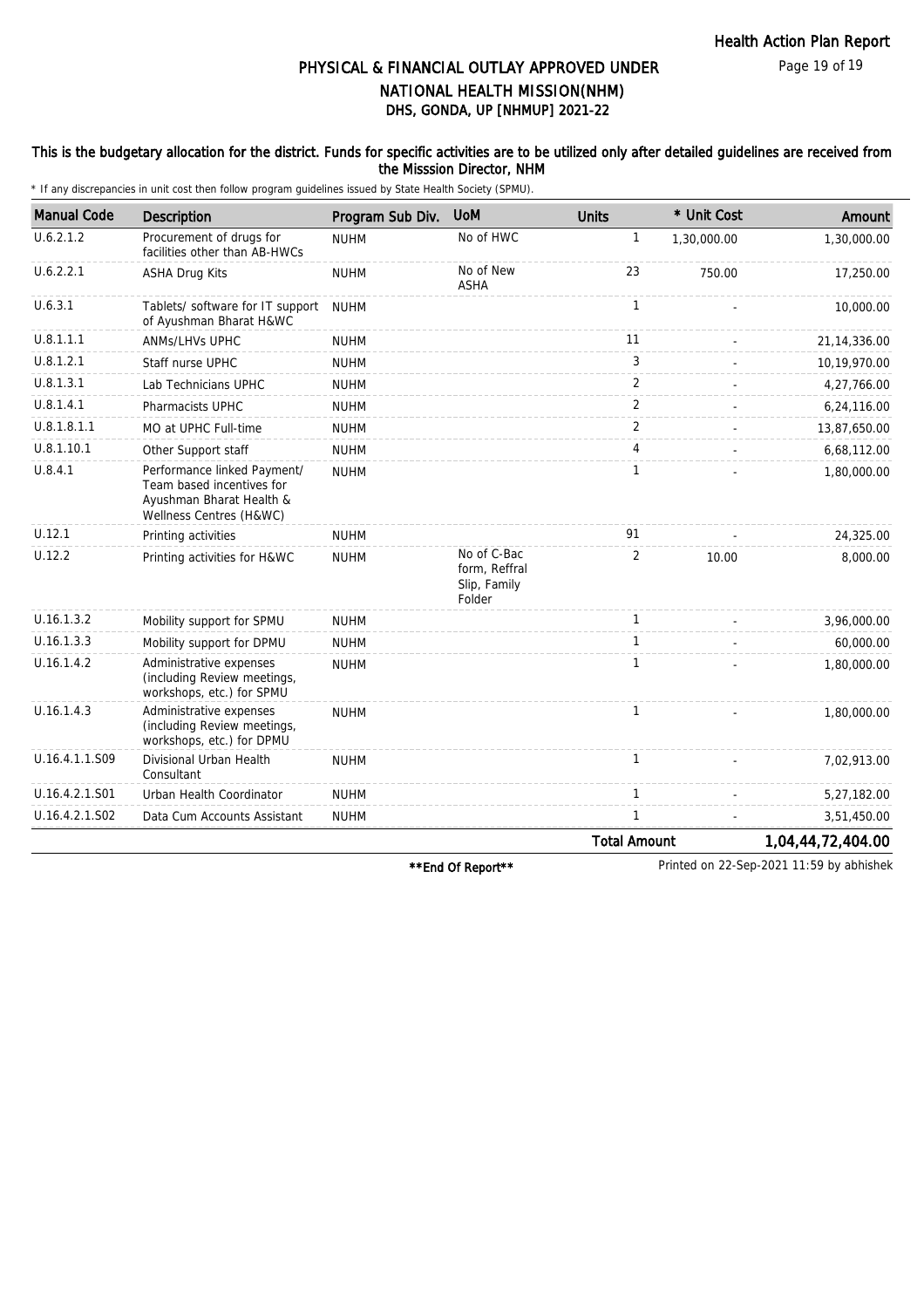# PHYSICAL & FINANCIAL OUTLAY APPROVED UNDER NATIONAL HEALTH MISSION(NHM)

## DHS, GONDA, UP [NHMUP] 2021-22

**This is the budgetary allocation for the district. Funds for specific activities are to be utilized only after detailed guidelines are received from the Misssion Director, NHM**

\* If any discrepancies in unit cost then follow program guidelines issued by State Health Society (SPMU).

| Manual Code | Description | Program Sub Div. | UoM | Units | * Unit Cost | Amount |
|---|---|---|---|---|---|---|
| U.6.2.1.2 | Procurement of drugs for facilities other than AB-HWCs | NUHM | No of HWC | 1 | 1,30,000.00 | 1,30,000.00 |
| U.6.2.2.1 | ASHA Drug Kits | NUHM | No of New ASHA | 23 | 750.00 | 17,250.00 |
| U.6.3.1 | Tablets/ software for IT support of Ayushman Bharat H&WC | NUHM | | 1 | - | 10,000.00 |
| U.8.1.1.1 | ANMs/LHVs UPHC | NUHM | | 11 | - | 21,14,336.00 |
| U.8.1.2.1 | Staff nurse UPHC | NUHM | | 3 | - | 10,19,970.00 |
| U.8.1.3.1 | Lab Technicians UPHC | NUHM | | 2 | - | 4,27,766.00 |
| U.8.1.4.1 | Pharmacists UPHC | NUHM | | 2 | - | 6,24,116.00 |
| U.8.1.8.1.1 | MO at UPHC Full-time | NUHM | | 2 | - | 13,87,650.00 |
| U.8.1.10.1 | Other Support staff | NUHM | | 4 | - | 6,68,112.00 |
| U.8.4.1 | Performance linked Payment/ Team based incentives for Ayushman Bharat Health & Wellness Centres (H&WC) | NUHM | | 1 | - | 1,80,000.00 |
| U.12.1 | Printing activities | NUHM | | 91 | - | 24,325.00 |
| U.12.2 | Printing activities for H&WC | NUHM | No of C-Bac form, Reffral Slip, Family Folder | 2 | 10.00 | 8,000.00 |
| U.16.1.3.2 | Mobility support for SPMU | NUHM | | 1 | - | 3,96,000.00 |
| U.16.1.3.3 | Mobility support for DPMU | NUHM | | 1 | - | 60,000.00 |
| U.16.1.4.2 | Administrative expenses (including Review meetings, workshops, etc.) for SPMU | NUHM | | 1 | - | 1,80,000.00 |
| U.16.1.4.3 | Administrative expenses (including Review meetings, workshops, etc.) for DPMU | NUHM | | 1 | - | 1,80,000.00 |
| U.16.4.1.1.S09 | Divisional Urban Health Consultant | NUHM | | 1 | - | 7,02,913.00 |
| U.16.4.2.1.S01 | Urban Health Coordinator | NUHM | | 1 | - | 5,27,182.00 |
| U.16.4.2.1.S02 | Data Cum Accounts Assistant | NUHM | | 1 | - | 3,51,450.00 |
| | | | | Total Amount | | 1,04,44,72,404.00 |

**End Of Report**

Printed on 22-Sep-2021 11:59 by abhishek